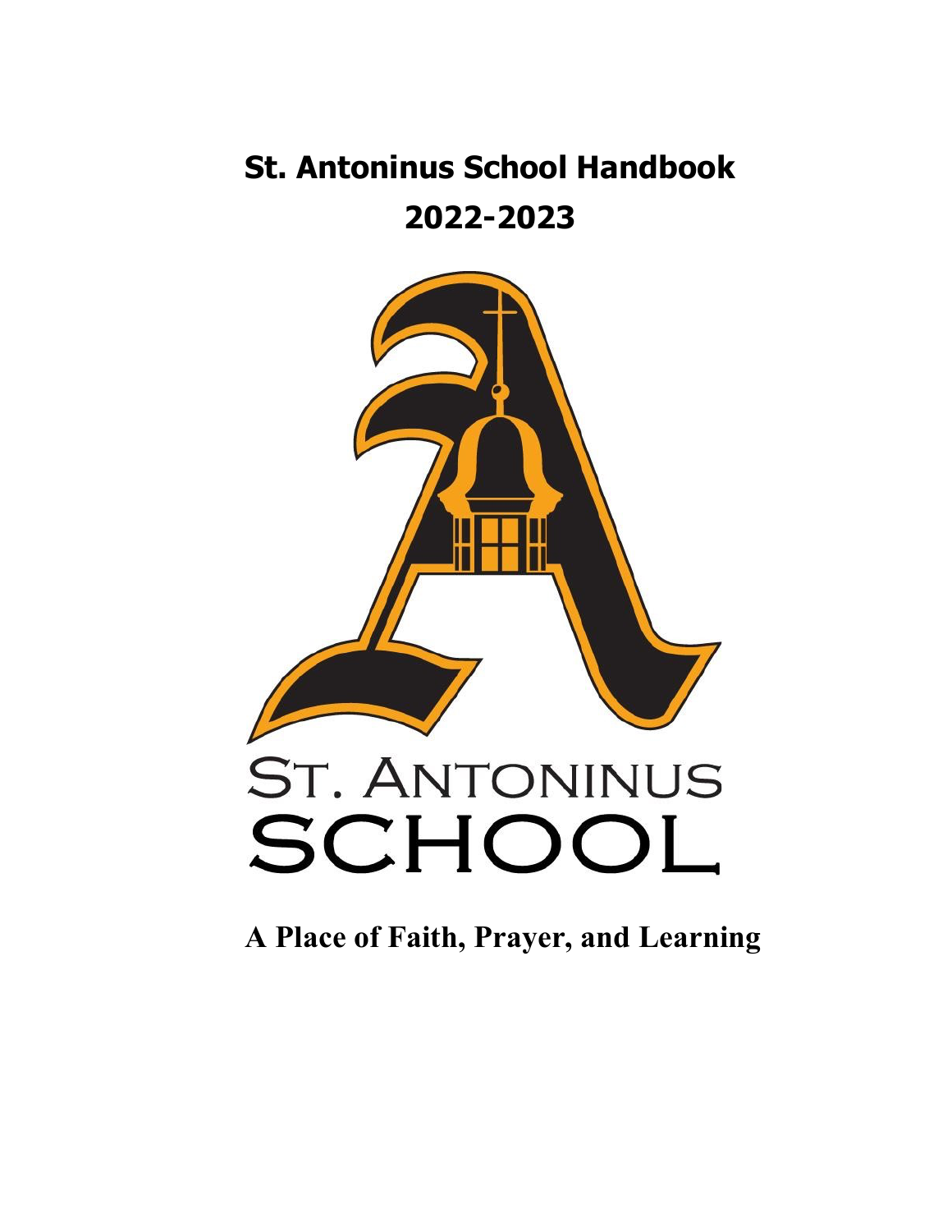# St. Antoninus School Handbook

# 2022-2023

ST. ANTONINUS
SCHOOL

**A Place of Faith, Prayer, and Learning**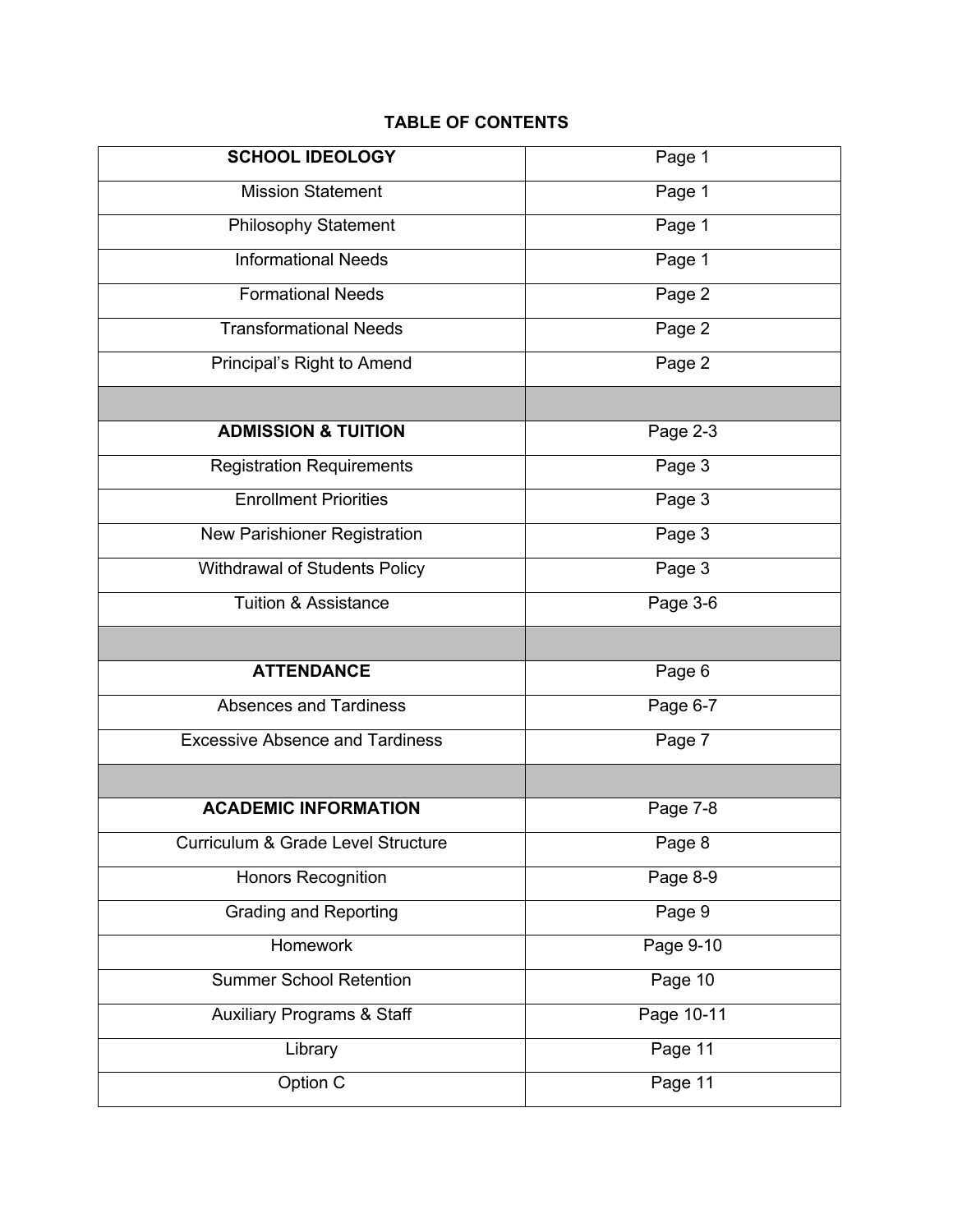**TABLE OF CONTENTS**

| | |
|---|---|
| **SCHOOL IDEOLOGY** | Page 1 |
| Mission Statement | Page 1 |
| Philosophy Statement | Page 1 |
| Informational Needs | Page 1 |
| Formational Needs | Page 2 |
| Transformational Needs | Page 2 |
| Principal's Right to Amend | Page 2 |
| | |
| **ADMISSION & TUITION** | Page 2-3 |
| Registration Requirements | Page 3 |
| Enrollment Priorities | Page 3 |
| New Parishioner Registration | Page 3 |
| Withdrawal of Students Policy | Page 3 |
| Tuition & Assistance | Page 3-6 |
| | |
| **ATTENDANCE** | Page 6 |
| Absences and Tardiness | Page 6-7 |
| Excessive Absence and Tardiness | Page 7 |
| | |
| **ACADEMIC INFORMATION** | Page 7-8 |
| Curriculum & Grade Level Structure | Page 8 |
| Honors Recognition | Page 8-9 |
| Grading and Reporting | Page 9 |
| Homework | Page 9-10 |
| Summer School Retention | Page 10 |
| Auxiliary Programs & Staff | Page 10-11 |
| Library | Page 11 |
| Option C | Page 11 |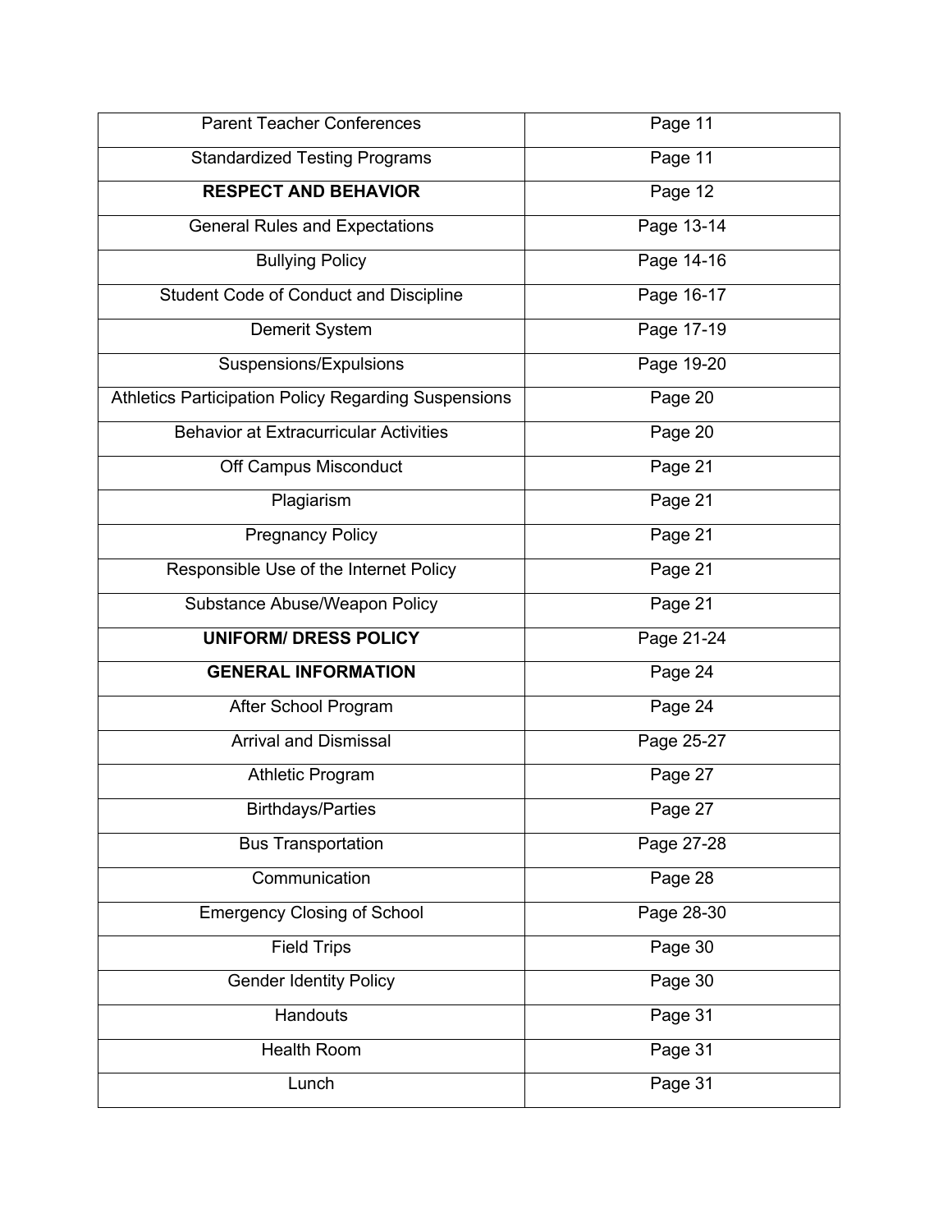| Parent Teacher Conferences | Page 11 |
| --- | --- |
| Standardized Testing Programs | Page 11 |
| **RESPECT AND BEHAVIOR** | Page 12 |
| General Rules and Expectations | Page 13-14 |
| Bullying Policy | Page 14-16 |
| Student Code of Conduct and Discipline | Page 16-17 |
| Demerit System | Page 17-19 |
| Suspensions/Expulsions | Page 19-20 |
| Athletics Participation Policy Regarding Suspensions | Page 20 |
| Behavior at Extracurricular Activities | Page 20 |
| Off Campus Misconduct | Page 21 |
| Plagiarism | Page 21 |
| Pregnancy Policy | Page 21 |
| Responsible Use of the Internet Policy | Page 21 |
| Substance Abuse/Weapon Policy | Page 21 |
| **UNIFORM/ DRESS POLICY** | Page 21-24 |
| **GENERAL INFORMATION** | Page 24 |
| After School Program | Page 24 |
| Arrival and Dismissal | Page 25-27 |
| Athletic Program | Page 27 |
| Birthdays/Parties | Page 27 |
| Bus Transportation | Page 27-28 |
| Communication | Page 28 |
| Emergency Closing of School | Page 28-30 |
| Field Trips | Page 30 |
| Gender Identity Policy | Page 30 |
| Handouts | Page 31 |
| Health Room | Page 31 |
| Lunch | Page 31 |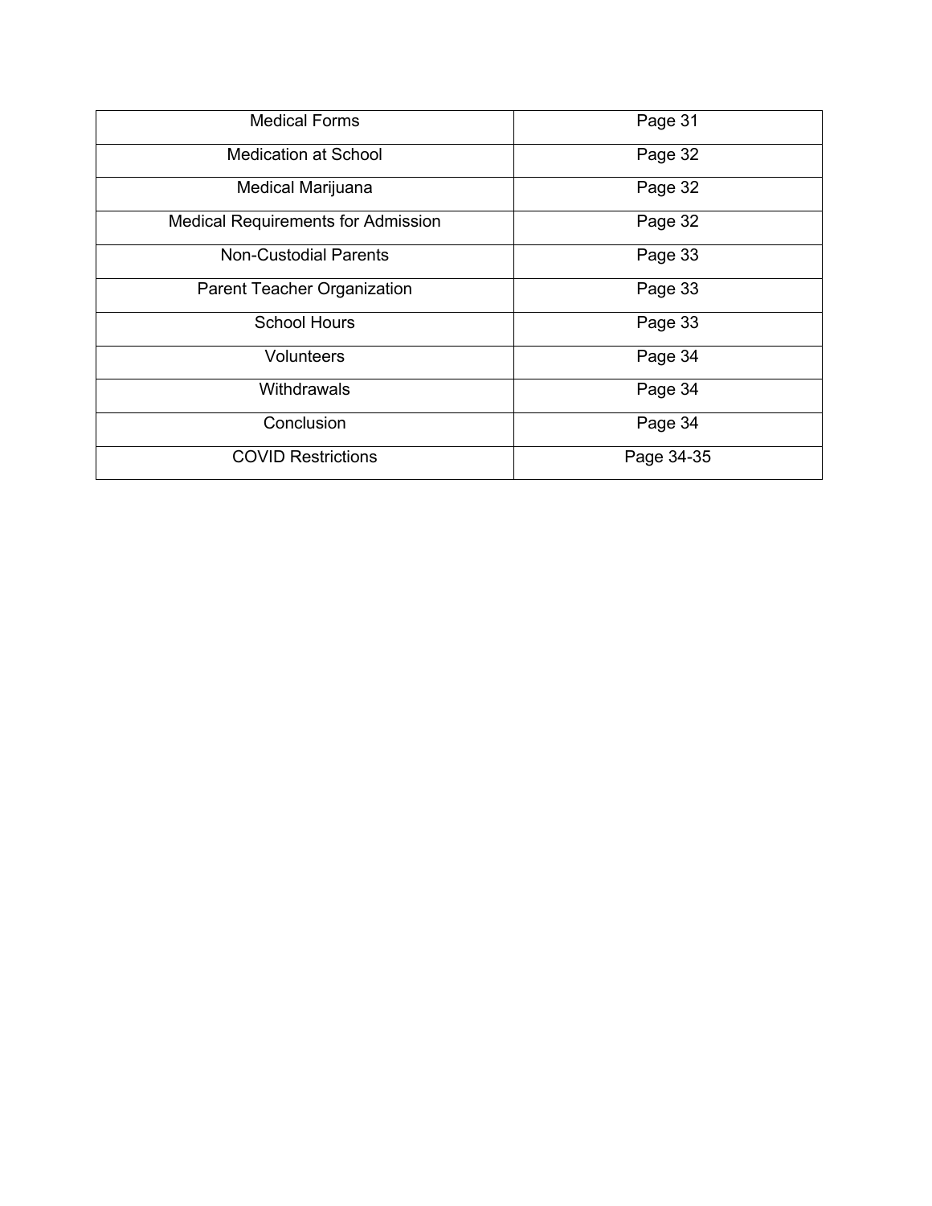| Medical Forms | Page 31 |
|---|---|
| Medication at School | Page 32 |
| Medical Marijuana | Page 32 |
| Medical Requirements for Admission | Page 32 |
| Non-Custodial Parents | Page 33 |
| Parent Teacher Organization | Page 33 |
| School Hours | Page 33 |
| Volunteers | Page 34 |
| Withdrawals | Page 34 |
| Conclusion | Page 34 |
| COVID Restrictions | Page 34-35 |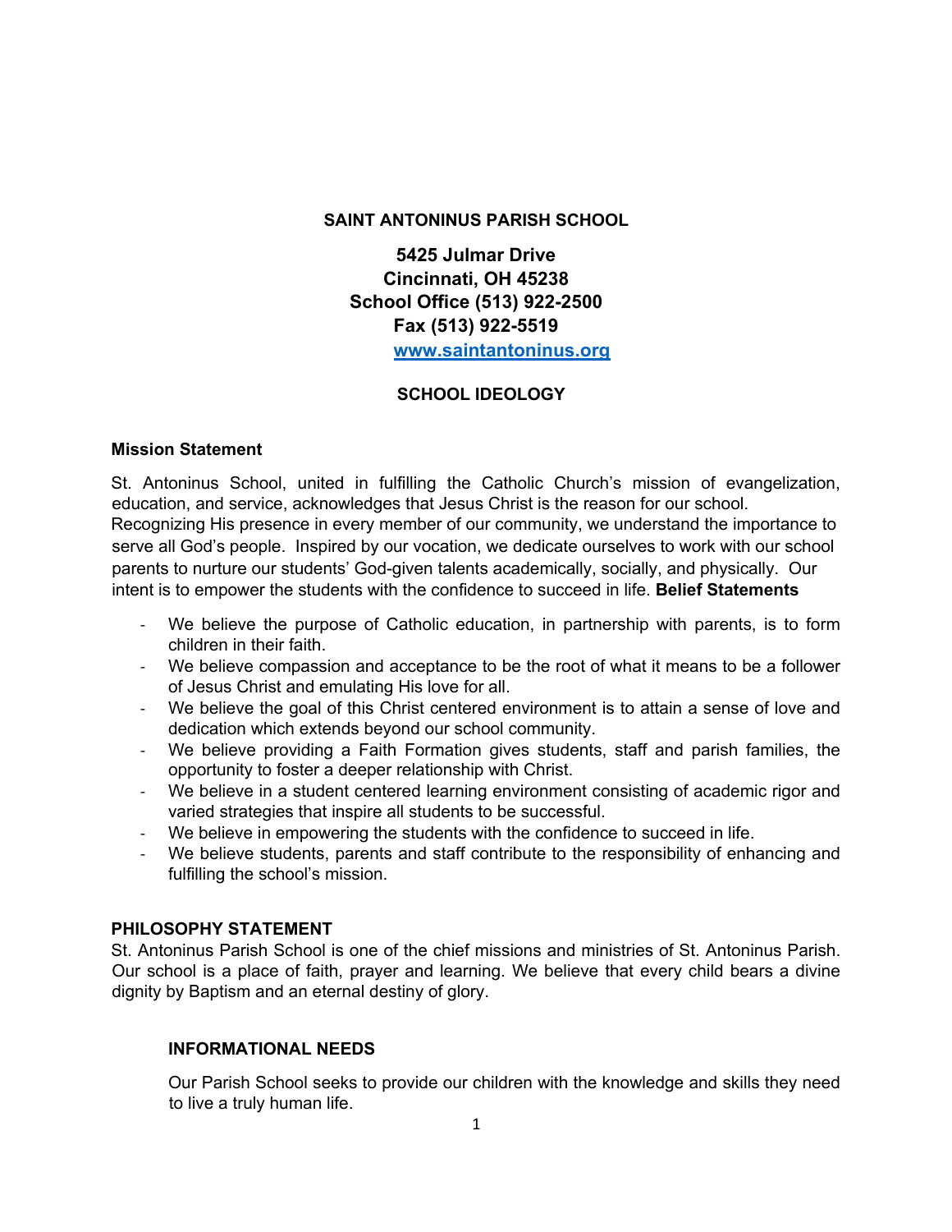# SAINT ANTONINUS PARISH SCHOOL

**5425 Julmar Drive**
**Cincinnati, OH 45238**
**School Office (513) 922-2500**
**Fax (513) 922-5519**
**[www.saintantoninus.org](http://www.saintantoninus.org)**

## SCHOOL IDEOLOGY

### Mission Statement

St. Antoninus School, united in fulfilling the Catholic Church's mission of evangelization, education, and service, acknowledges that Jesus Christ is the reason for our school. Recognizing His presence in every member of our community, we understand the importance to serve all God's people. Inspired by our vocation, we dedicate ourselves to work with our school parents to nurture our students' God-given talents academically, socially, and physically. Our intent is to empower the students with the confidence to succeed in life.

### Belief Statements

- We believe the purpose of Catholic education, in partnership with parents, is to form children in their faith.
- We believe compassion and acceptance to be the root of what it means to be a follower of Jesus Christ and emulating His love for all.
- We believe the goal of this Christ centered environment is to attain a sense of love and dedication which extends beyond our school community.
- We believe providing a Faith Formation gives students, staff and parish families, the opportunity to foster a deeper relationship with Christ.
- We believe in a student centered learning environment consisting of academic rigor and varied strategies that inspire all students to be successful.
- We believe in empowering the students with the confidence to succeed in life.
- We believe students, parents and staff contribute to the responsibility of enhancing and fulfilling the school's mission.

### PHILOSOPHY STATEMENT

St. Antoninus Parish School is one of the chief missions and ministries of St. Antoninus Parish. Our school is a place of faith, prayer and learning. We believe that every child bears a divine dignity by Baptism and an eternal destiny of glory.

#### INFORMATIONAL NEEDS

Our Parish School seeks to provide our children with the knowledge and skills they need to live a truly human life.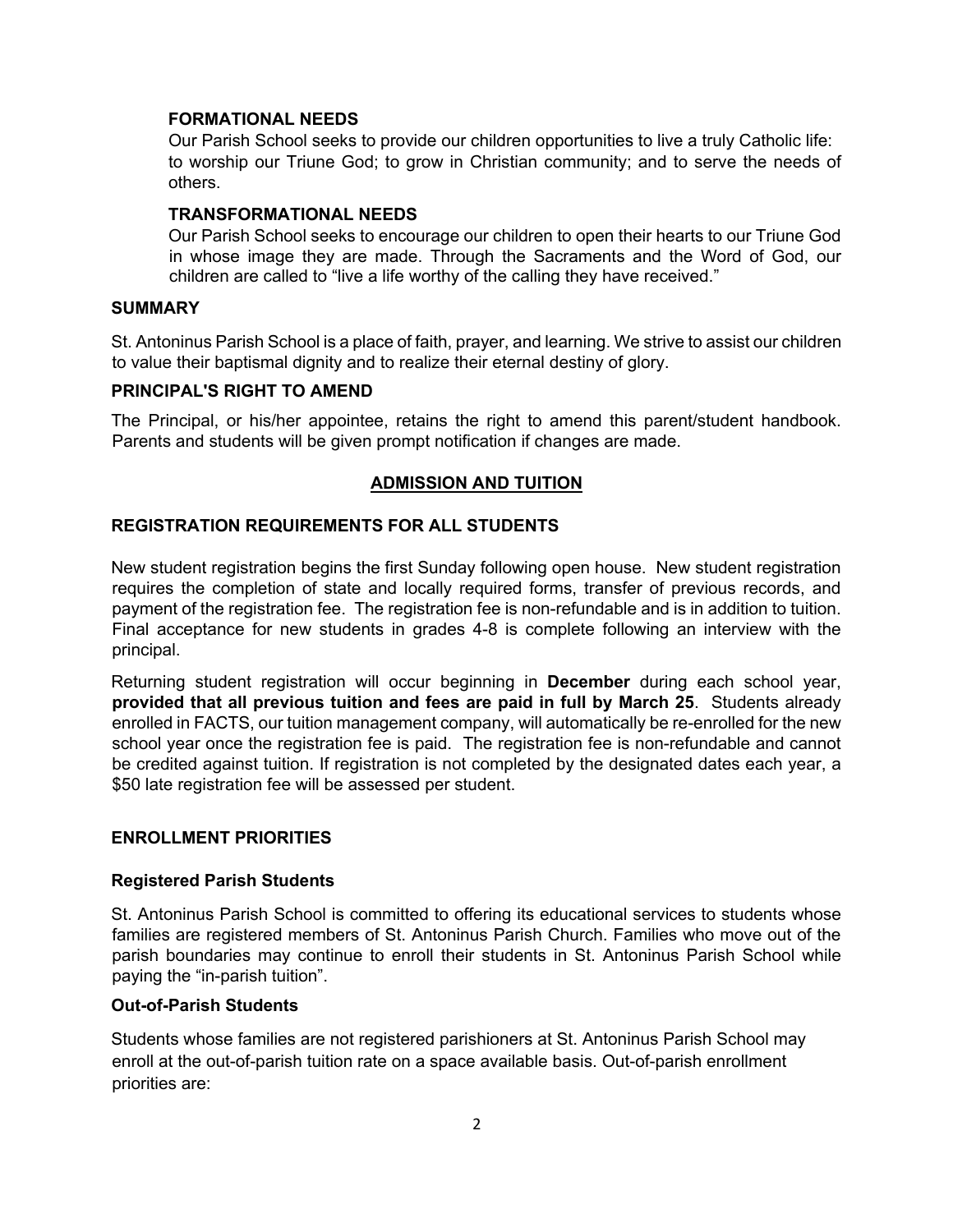### FORMATIONAL NEEDS

Our Parish School seeks to provide our children opportunities to live a truly Catholic life: to worship our Triune God; to grow in Christian community; and to serve the needs of others.

### TRANSFORMATIONAL NEEDS

Our Parish School seeks to encourage our children to open their hearts to our Triune God in whose image they are made. Through the Sacraments and the Word of God, our children are called to "live a life worthy of the calling they have received."

## SUMMARY

St. Antoninus Parish School is a place of faith, prayer, and learning. We strive to assist our children to value their baptismal dignity and to realize their eternal destiny of glory.

## PRINCIPAL'S RIGHT TO AMEND

The Principal, or his/her appointee, retains the right to amend this parent/student handbook. Parents and students will be given prompt notification if changes are made.

# ADMISSION AND TUITION

## REGISTRATION REQUIREMENTS FOR ALL STUDENTS

New student registration begins the first Sunday following open house. New student registration requires the completion of state and locally required forms, transfer of previous records, and payment of the registration fee. The registration fee is non-refundable and is in addition to tuition. Final acceptance for new students in grades 4-8 is complete following an interview with the principal.

Returning student registration will occur beginning in **December** during each school year, **provided that all previous tuition and fees are paid in full by March 25**. Students already enrolled in FACTS, our tuition management company, will automatically be re-enrolled for the new school year once the registration fee is paid. The registration fee is non-refundable and cannot be credited against tuition. If registration is not completed by the designated dates each year, a $50 late registration fee will be assessed per student.

## ENROLLMENT PRIORITIES

### Registered Parish Students

St. Antoninus Parish School is committed to offering its educational services to students whose families are registered members of St. Antoninus Parish Church. Families who move out of the parish boundaries may continue to enroll their students in St. Antoninus Parish School while paying the "in-parish tuition".

### Out-of-Parish Students

Students whose families are not registered parishioners at St. Antoninus Parish School may enroll at the out-of-parish tuition rate on a space available basis. Out-of-parish enrollment priorities are: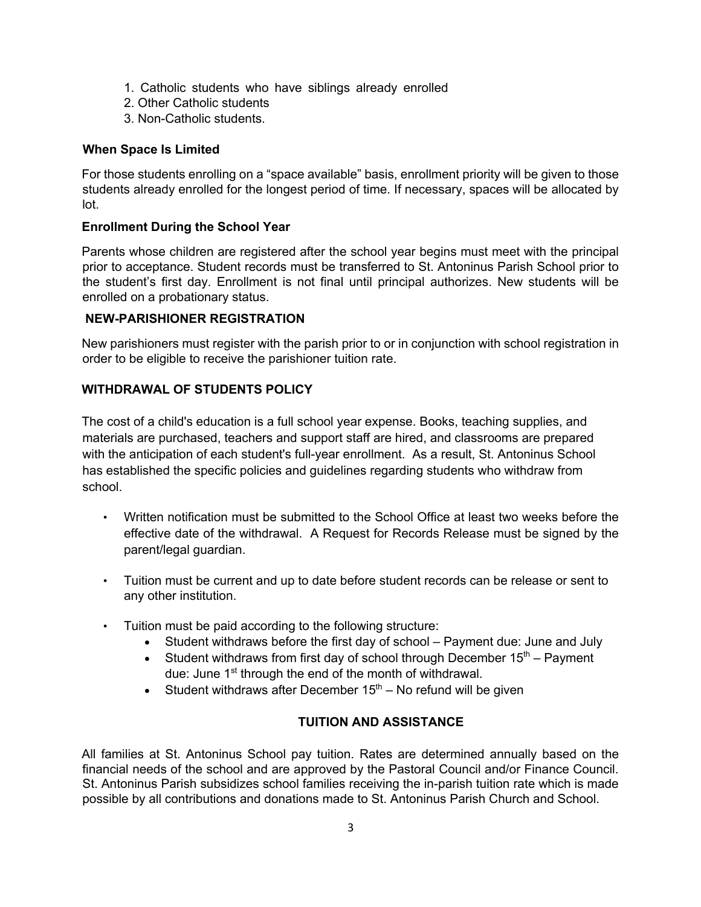1. Catholic students who have siblings already enrolled
2. Other Catholic students
3. Non-Catholic students.

### When Space Is Limited

For those students enrolling on a "space available" basis, enrollment priority will be given to those students already enrolled for the longest period of time. If necessary, spaces will be allocated by lot.

### Enrollment During the School Year

Parents whose children are registered after the school year begins must meet with the principal prior to acceptance. Student records must be transferred to St. Antoninus Parish School prior to the student's first day. Enrollment is not final until principal authorizes. New students will be enrolled on a probationary status.

## NEW-PARISHIONER REGISTRATION

New parishioners must register with the parish prior to or in conjunction with school registration in order to be eligible to receive the parishioner tuition rate.

## WITHDRAWAL OF STUDENTS POLICY

The cost of a child's education is a full school year expense. Books, teaching supplies, and materials are purchased, teachers and support staff are hired, and classrooms are prepared with the anticipation of each student's full-year enrollment. As a result, St. Antoninus School has established the specific policies and guidelines regarding students who withdraw from school.

- Written notification must be submitted to the School Office at least two weeks before the effective date of the withdrawal. A Request for Records Release must be signed by the parent/legal guardian.
- Tuition must be current and up to date before student records can be release or sent to any other institution.
- Tuition must be paid according to the following structure:
  - Student withdraws before the first day of school – Payment due: June and July
  - Student withdraws from first day of school through December 15th – Payment due: June 1st through the end of the month of withdrawal.
  - Student withdraws after December 15th – No refund will be given

## TUITION AND ASSISTANCE

All families at St. Antoninus School pay tuition. Rates are determined annually based on the financial needs of the school and are approved by the Pastoral Council and/or Finance Council. St. Antoninus Parish subsidizes school families receiving the in-parish tuition rate which is made possible by all contributions and donations made to St. Antoninus Parish Church and School.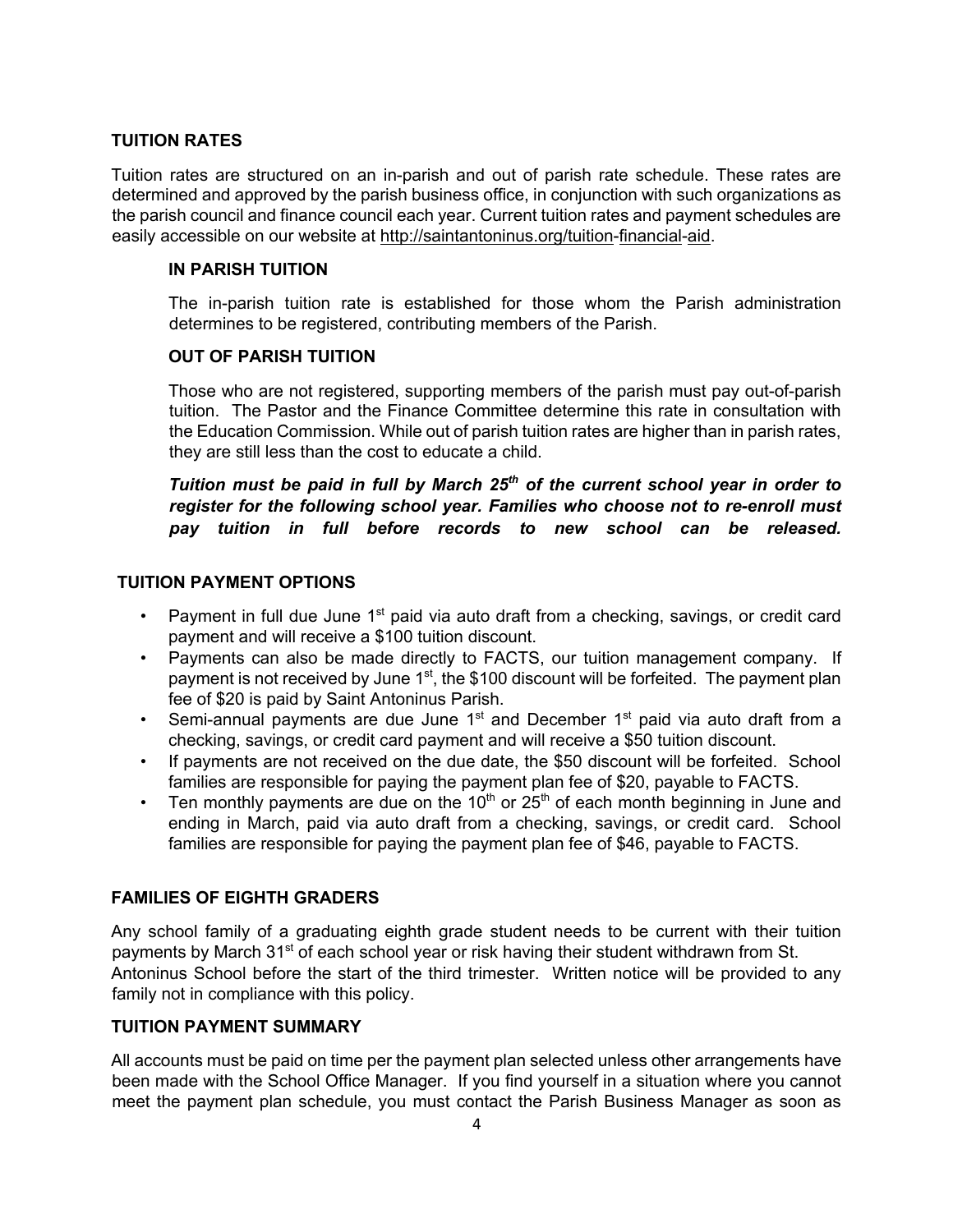## TUITION RATES

Tuition rates are structured on an in-parish and out of parish rate schedule. These rates are determined and approved by the parish business office, in conjunction with such organizations as the parish council and finance council each year. Current tuition rates and payment schedules are easily accessible on our website at http://saintantoninus.org/tuition-financial-aid.

### IN PARISH TUITION

The in-parish tuition rate is established for those whom the Parish administration determines to be registered, contributing members of the Parish.

### OUT OF PARISH TUITION

Those who are not registered, supporting members of the parish must pay out-of-parish tuition. The Pastor and the Finance Committee determine this rate in consultation with the Education Commission. While out of parish tuition rates are higher than in parish rates, they are still less than the cost to educate a child.

***Tuition must be paid in full by March 25th of the current school year in order to register for the following school year. Families who choose not to re-enroll must pay tuition in full before records to new school can be released.***

## TUITION PAYMENT OPTIONS

- Payment in full due June 1st paid via auto draft from a checking, savings, or credit card payment and will receive a $100 tuition discount.
- Payments can also be made directly to FACTS, our tuition management company. If payment is not received by June 1st, the $100 discount will be forfeited. The payment plan fee of $20 is paid by Saint Antoninus Parish.
- Semi-annual payments are due June 1st and December 1st paid via auto draft from a checking, savings, or credit card payment and will receive a $50 tuition discount.
- If payments are not received on the due date, the $50 discount will be forfeited. School families are responsible for paying the payment plan fee of $20, payable to FACTS.
- Ten monthly payments are due on the 10th or 25th of each month beginning in June and ending in March, paid via auto draft from a checking, savings, or credit card. School families are responsible for paying the payment plan fee of $46, payable to FACTS.

## FAMILIES OF EIGHTH GRADERS

Any school family of a graduating eighth grade student needs to be current with their tuition payments by March 31st of each school year or risk having their student withdrawn from St. Antoninus School before the start of the third trimester. Written notice will be provided to any family not in compliance with this policy.

## TUITION PAYMENT SUMMARY

All accounts must be paid on time per the payment plan selected unless other arrangements have been made with the School Office Manager. If you find yourself in a situation where you cannot meet the payment plan schedule, you must contact the Parish Business Manager as soon as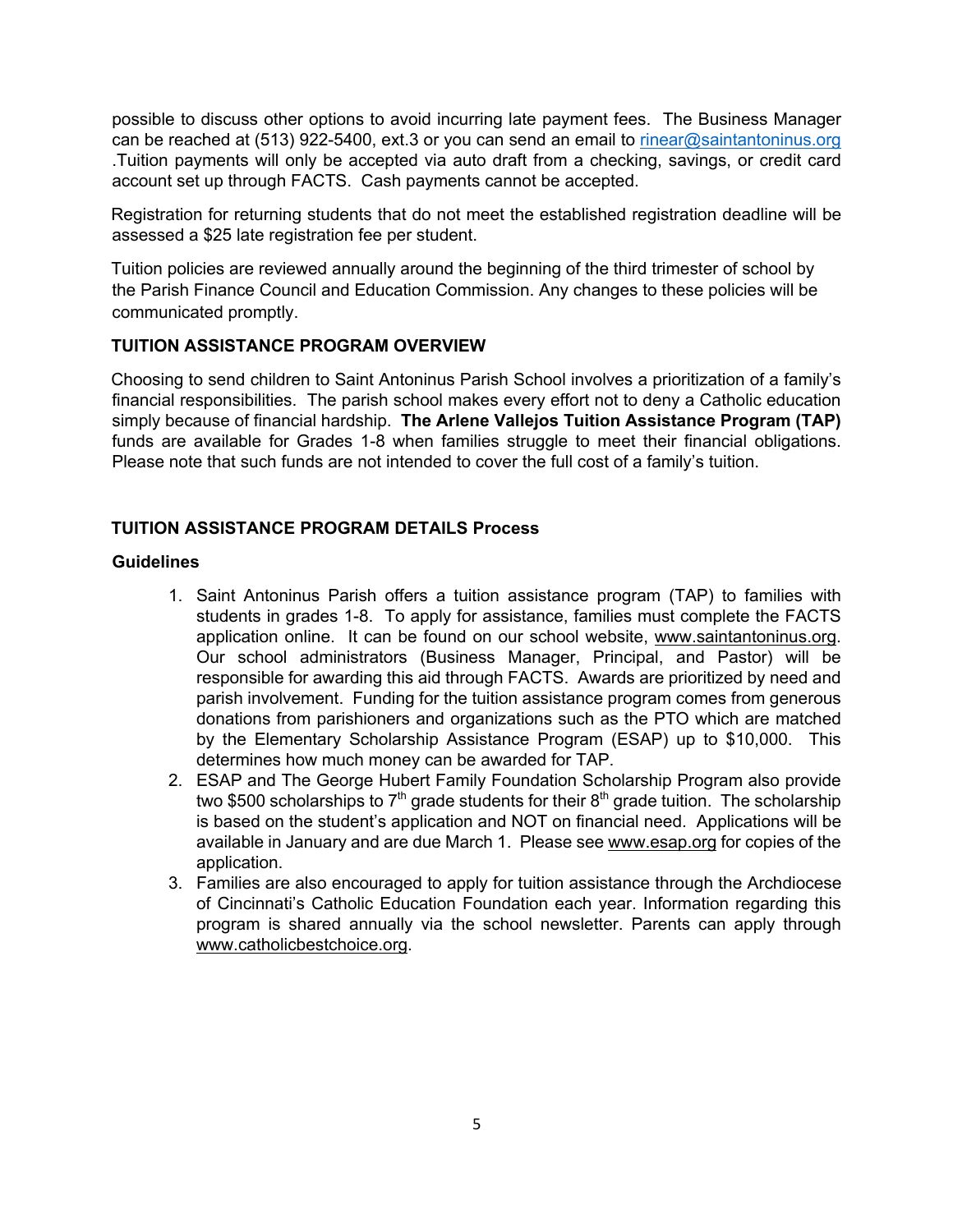possible to discuss other options to avoid incurring late payment fees. The Business Manager can be reached at (513) 922-5400, ext.3 or you can send an email to rinear@saintantoninus.org .Tuition payments will only be accepted via auto draft from a checking, savings, or credit card account set up through FACTS. Cash payments cannot be accepted.

Registration for returning students that do not meet the established registration deadline will be assessed a $25 late registration fee per student.

Tuition policies are reviewed annually around the beginning of the third trimester of school by the Parish Finance Council and Education Commission. Any changes to these policies will be communicated promptly.

**TUITION ASSISTANCE PROGRAM OVERVIEW**

Choosing to send children to Saint Antoninus Parish School involves a prioritization of a family's financial responsibilities. The parish school makes every effort not to deny a Catholic education simply because of financial hardship. **The Arlene Vallejos Tuition Assistance Program (TAP)** funds are available for Grades 1-8 when families struggle to meet their financial obligations. Please note that such funds are not intended to cover the full cost of a family's tuition.

**TUITION ASSISTANCE PROGRAM DETAILS Process**

**Guidelines**

1. Saint Antoninus Parish offers a tuition assistance program (TAP) to families with students in grades 1-8. To apply for assistance, families must complete the FACTS application online. It can be found on our school website, www.saintantoninus.org. Our school administrators (Business Manager, Principal, and Pastor) will be responsible for awarding this aid through FACTS. Awards are prioritized by need and parish involvement. Funding for the tuition assistance program comes from generous donations from parishioners and organizations such as the PTO which are matched by the Elementary Scholarship Assistance Program (ESAP) up to $10,000. This determines how much money can be awarded for TAP.
2. ESAP and The George Hubert Family Foundation Scholarship Program also provide two $500 scholarships to 7th grade students for their 8th grade tuition. The scholarship is based on the student's application and NOT on financial need. Applications will be available in January and are due March 1. Please see www.esap.org for copies of the application.
3. Families are also encouraged to apply for tuition assistance through the Archdiocese of Cincinnati's Catholic Education Foundation each year. Information regarding this program is shared annually via the school newsletter. Parents can apply through www.catholicbestchoice.org.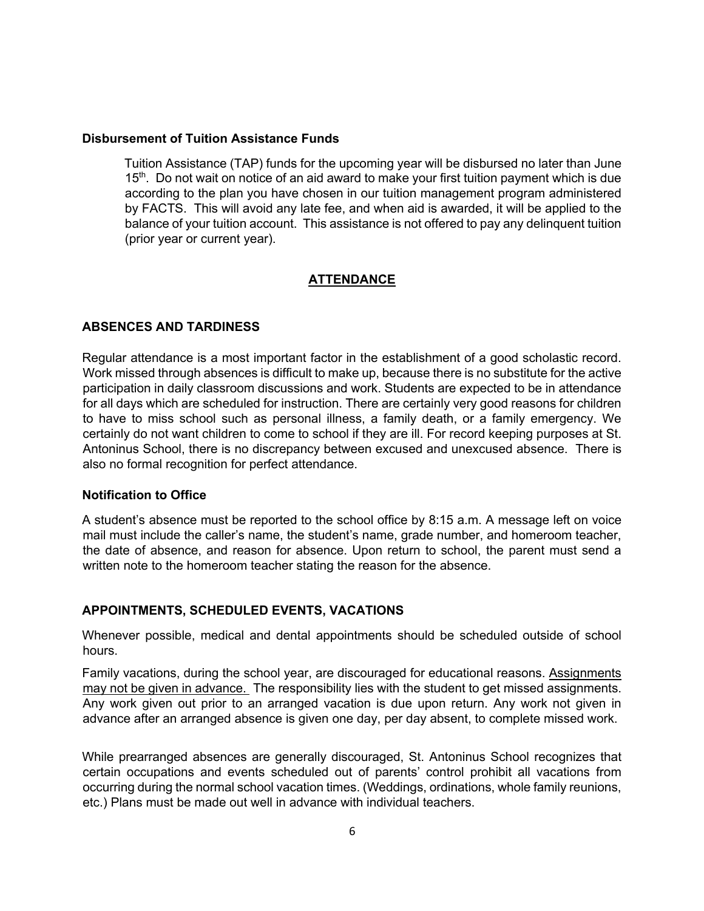**Disbursement of Tuition Assistance Funds**

Tuition Assistance (TAP) funds for the upcoming year will be disbursed no later than June 15th. Do not wait on notice of an aid award to make your first tuition payment which is due according to the plan you have chosen in our tuition management program administered by FACTS. This will avoid any late fee, and when aid is awarded, it will be applied to the balance of your tuition account. This assistance is not offered to pay any delinquent tuition (prior year or current year).

## ATTENDANCE

### ABSENCES AND TARDINESS

Regular attendance is a most important factor in the establishment of a good scholastic record. Work missed through absences is difficult to make up, because there is no substitute for the active participation in daily classroom discussions and work. Students are expected to be in attendance for all days which are scheduled for instruction. There are certainly very good reasons for children to have to miss school such as personal illness, a family death, or a family emergency. We certainly do not want children to come to school if they are ill. For record keeping purposes at St. Antoninus School, there is no discrepancy between excused and unexcused absence. There is also no formal recognition for perfect attendance.

**Notification to Office**

A student's absence must be reported to the school office by 8:15 a.m. A message left on voice mail must include the caller's name, the student's name, grade number, and homeroom teacher, the date of absence, and reason for absence. Upon return to school, the parent must send a written note to the homeroom teacher stating the reason for the absence.

### APPOINTMENTS, SCHEDULED EVENTS, VACATIONS

Whenever possible, medical and dental appointments should be scheduled outside of school hours.

Family vacations, during the school year, are discouraged for educational reasons. Assignments may not be given in advance. The responsibility lies with the student to get missed assignments. Any work given out prior to an arranged vacation is due upon return. Any work not given in advance after an arranged absence is given one day, per day absent, to complete missed work.

While prearranged absences are generally discouraged, St. Antoninus School recognizes that certain occupations and events scheduled out of parents' control prohibit all vacations from occurring during the normal school vacation times. (Weddings, ordinations, whole family reunions, etc.) Plans must be made out well in advance with individual teachers.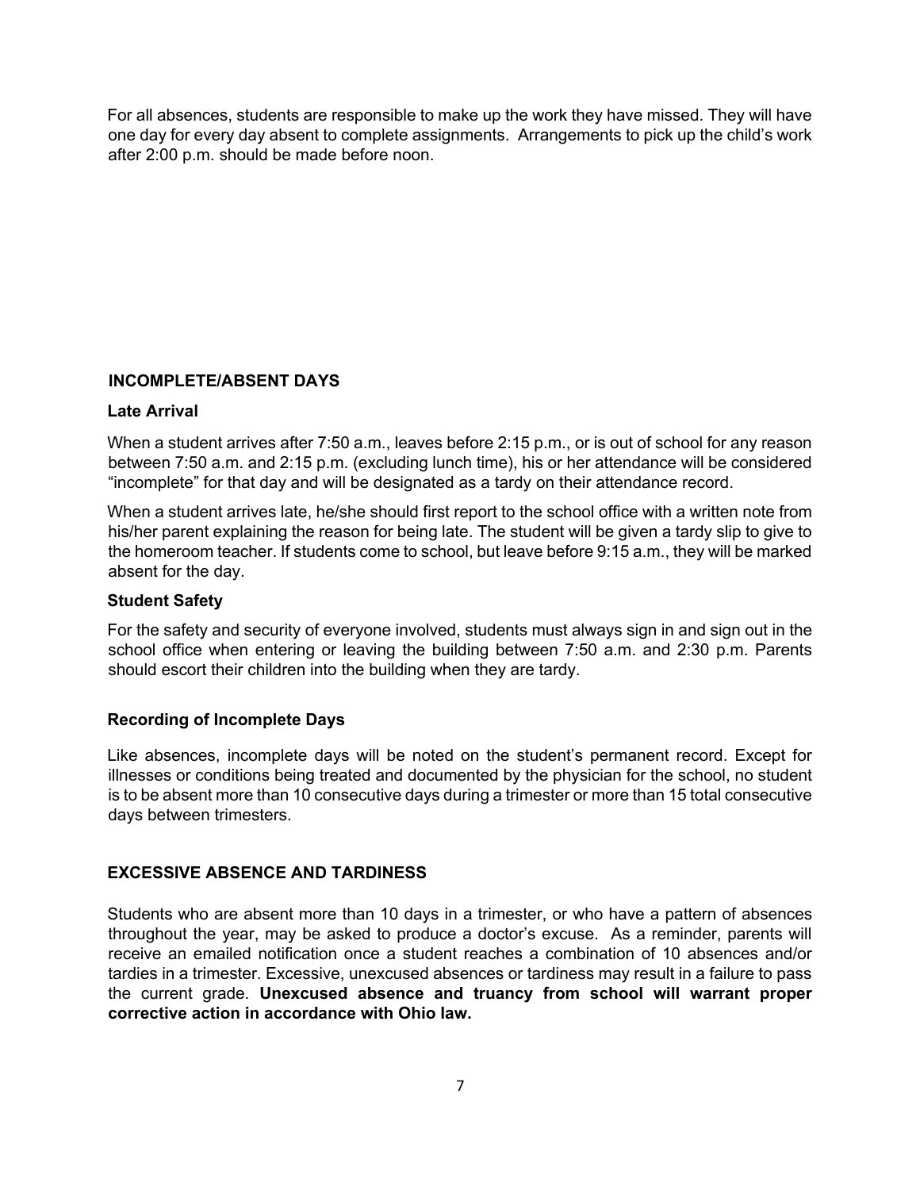For all absences, students are responsible to make up the work they have missed. They will have one day for every day absent to complete assignments. Arrangements to pick up the child's work after 2:00 p.m. should be made before noon.

## INCOMPLETE/ABSENT DAYS

### Late Arrival

When a student arrives after 7:50 a.m., leaves before 2:15 p.m., or is out of school for any reason between 7:50 a.m. and 2:15 p.m. (excluding lunch time), his or her attendance will be considered "incomplete" for that day and will be designated as a tardy on their attendance record.

When a student arrives late, he/she should first report to the school office with a written note from his/her parent explaining the reason for being late. The student will be given a tardy slip to give to the homeroom teacher. If students come to school, but leave before 9:15 a.m., they will be marked absent for the day.

### Student Safety

For the safety and security of everyone involved, students must always sign in and sign out in the school office when entering or leaving the building between 7:50 a.m. and 2:30 p.m. Parents should escort their children into the building when they are tardy.

### Recording of Incomplete Days

Like absences, incomplete days will be noted on the student's permanent record. Except for illnesses or conditions being treated and documented by the physician for the school, no student is to be absent more than 10 consecutive days during a trimester or more than 15 total consecutive days between trimesters.

## EXCESSIVE ABSENCE AND TARDINESS

Students who are absent more than 10 days in a trimester, or who have a pattern of absences throughout the year, may be asked to produce a doctor's excuse. As a reminder, parents will receive an emailed notification once a student reaches a combination of 10 absences and/or tardies in a trimester. Excessive, unexcused absences or tardiness may result in a failure to pass the current grade. **Unexcused absence and truancy from school will warrant proper corrective action in accordance with Ohio law.**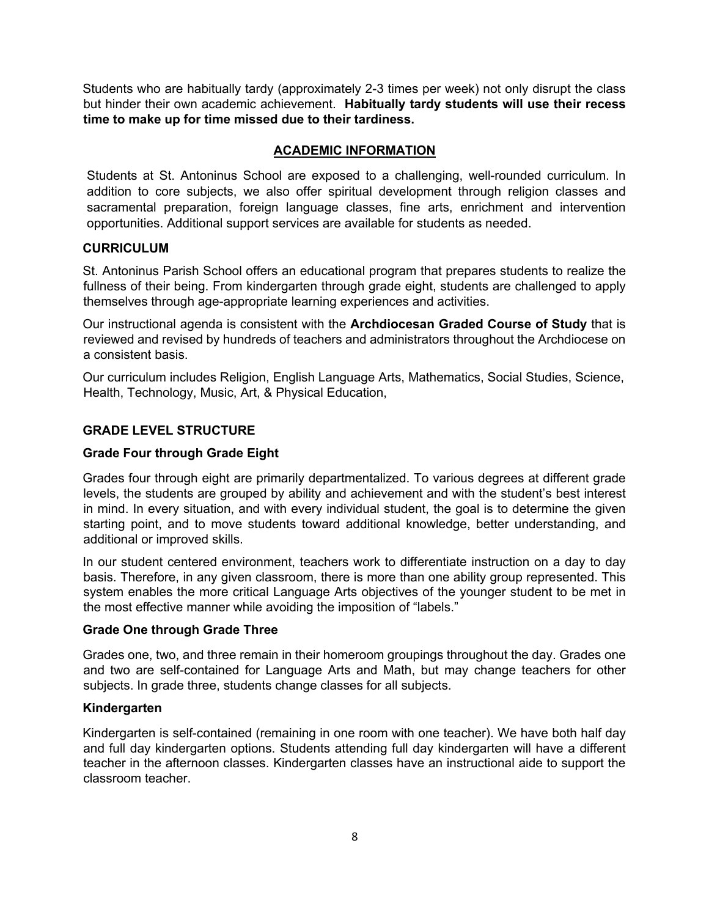Students who are habitually tardy (approximately 2-3 times per week) not only disrupt the class but hinder their own academic achievement. **Habitually tardy students will use their recess time to make up for time missed due to their tardiness.**

## ACADEMIC INFORMATION

Students at St. Antoninus School are exposed to a challenging, well-rounded curriculum. In addition to core subjects, we also offer spiritual development through religion classes and sacramental preparation, foreign language classes, fine arts, enrichment and intervention opportunities. Additional support services are available for students as needed.

### CURRICULUM

St. Antoninus Parish School offers an educational program that prepares students to realize the fullness of their being. From kindergarten through grade eight, students are challenged to apply themselves through age-appropriate learning experiences and activities.

Our instructional agenda is consistent with the **Archdiocesan Graded Course of Study** that is reviewed and revised by hundreds of teachers and administrators throughout the Archdiocese on a consistent basis.

Our curriculum includes Religion, English Language Arts, Mathematics, Social Studies, Science, Health, Technology, Music, Art, & Physical Education,

### GRADE LEVEL STRUCTURE

#### Grade Four through Grade Eight

Grades four through eight are primarily departmentalized. To various degrees at different grade levels, the students are grouped by ability and achievement and with the student's best interest in mind. In every situation, and with every individual student, the goal is to determine the given starting point, and to move students toward additional knowledge, better understanding, and additional or improved skills.

In our student centered environment, teachers work to differentiate instruction on a day to day basis. Therefore, in any given classroom, there is more than one ability group represented. This system enables the more critical Language Arts objectives of the younger student to be met in the most effective manner while avoiding the imposition of "labels."

#### Grade One through Grade Three

Grades one, two, and three remain in their homeroom groupings throughout the day. Grades one and two are self-contained for Language Arts and Math, but may change teachers for other subjects. In grade three, students change classes for all subjects.

#### Kindergarten

Kindergarten is self-contained (remaining in one room with one teacher). We have both half day and full day kindergarten options. Students attending full day kindergarten will have a different teacher in the afternoon classes. Kindergarten classes have an instructional aide to support the classroom teacher.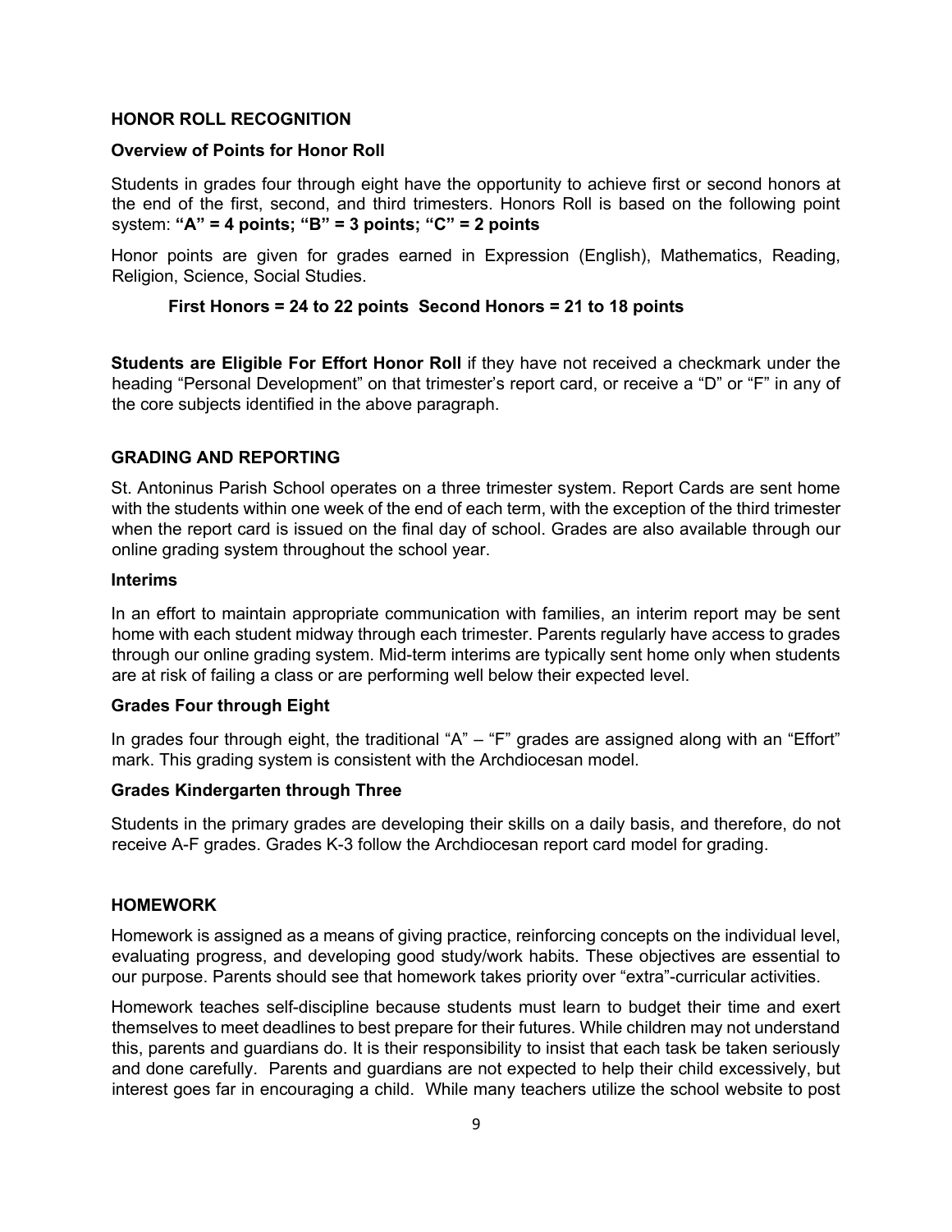## HONOR ROLL RECOGNITION

### Overview of Points for Honor Roll

Students in grades four through eight have the opportunity to achieve first or second honors at the end of the first, second, and third trimesters. Honors Roll is based on the following point system: **"A" = 4 points; "B" = 3 points; "C" = 2 points**

Honor points are given for grades earned in Expression (English), Mathematics, Reading, Religion, Science, Social Studies.

**First Honors = 24 to 22 points  Second Honors = 21 to 18 points**

**Students are Eligible For Effort Honor Roll** if they have not received a checkmark under the heading "Personal Development" on that trimester's report card, or receive a "D" or "F" in any of the core subjects identified in the above paragraph.

## GRADING AND REPORTING

St. Antoninus Parish School operates on a three trimester system. Report Cards are sent home with the students within one week of the end of each term, with the exception of the third trimester when the report card is issued on the final day of school. Grades are also available through our online grading system throughout the school year.

### Interims

In an effort to maintain appropriate communication with families, an interim report may be sent home with each student midway through each trimester. Parents regularly have access to grades through our online grading system. Mid-term interims are typically sent home only when students are at risk of failing a class or are performing well below their expected level.

### Grades Four through Eight

In grades four through eight, the traditional "A" – "F" grades are assigned along with an "Effort" mark. This grading system is consistent with the Archdiocesan model.

### Grades Kindergarten through Three

Students in the primary grades are developing their skills on a daily basis, and therefore, do not receive A-F grades. Grades K-3 follow the Archdiocesan report card model for grading.

## HOMEWORK

Homework is assigned as a means of giving practice, reinforcing concepts on the individual level, evaluating progress, and developing good study/work habits. These objectives are essential to our purpose. Parents should see that homework takes priority over "extra"-curricular activities.

Homework teaches self-discipline because students must learn to budget their time and exert themselves to meet deadlines to best prepare for their futures. While children may not understand this, parents and guardians do. It is their responsibility to insist that each task be taken seriously and done carefully. Parents and guardians are not expected to help their child excessively, but interest goes far in encouraging a child. While many teachers utilize the school website to post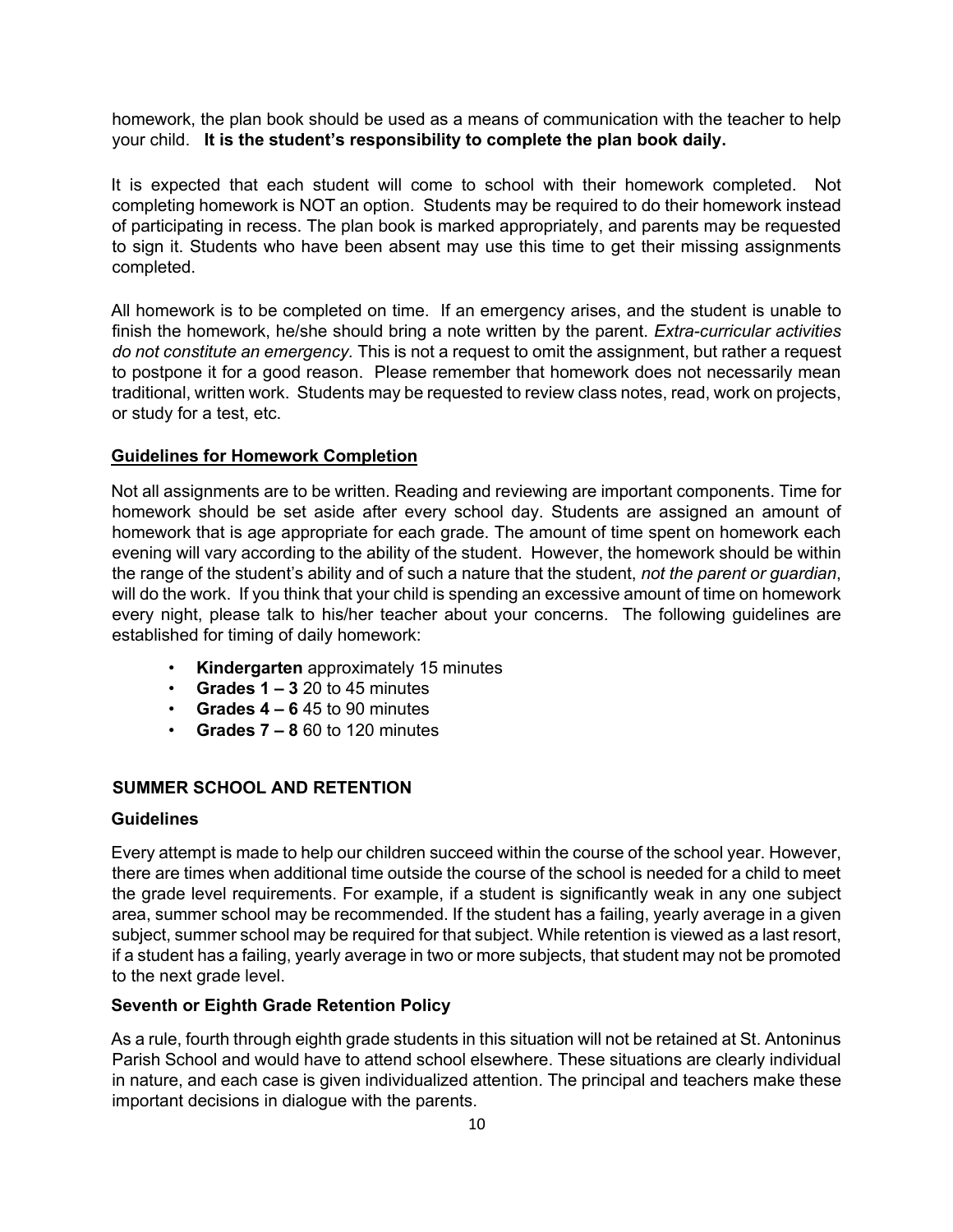homework, the plan book should be used as a means of communication with the teacher to help your child. **It is the student's responsibility to complete the plan book daily.**

It is expected that each student will come to school with their homework completed. Not completing homework is NOT an option. Students may be required to do their homework instead of participating in recess. The plan book is marked appropriately, and parents may be requested to sign it. Students who have been absent may use this time to get their missing assignments completed.

All homework is to be completed on time. If an emergency arises, and the student is unable to finish the homework, he/she should bring a note written by the parent. *Extra-curricular activities do not constitute an emergency.* This is not a request to omit the assignment, but rather a request to postpone it for a good reason. Please remember that homework does not necessarily mean traditional, written work. Students may be requested to review class notes, read, work on projects, or study for a test, etc.

### Guidelines for Homework Completion

Not all assignments are to be written. Reading and reviewing are important components. Time for homework should be set aside after every school day. Students are assigned an amount of homework that is age appropriate for each grade. The amount of time spent on homework each evening will vary according to the ability of the student. However, the homework should be within the range of the student's ability and of such a nature that the student, *not the parent or guardian*, will do the work. If you think that your child is spending an excessive amount of time on homework every night, please talk to his/her teacher about your concerns. The following guidelines are established for timing of daily homework:

- **Kindergarten** approximately 15 minutes
- **Grades 1 – 3** 20 to 45 minutes
- **Grades 4 – 6** 45 to 90 minutes
- **Grades 7 – 8** 60 to 120 minutes

## SUMMER SCHOOL AND RETENTION

### Guidelines

Every attempt is made to help our children succeed within the course of the school year. However, there are times when additional time outside the course of the school is needed for a child to meet the grade level requirements. For example, if a student is significantly weak in any one subject area, summer school may be recommended. If the student has a failing, yearly average in a given subject, summer school may be required for that subject. While retention is viewed as a last resort, if a student has a failing, yearly average in two or more subjects, that student may not be promoted to the next grade level.

### Seventh or Eighth Grade Retention Policy

As a rule, fourth through eighth grade students in this situation will not be retained at St. Antoninus Parish School and would have to attend school elsewhere. These situations are clearly individual in nature, and each case is given individualized attention. The principal and teachers make these important decisions in dialogue with the parents.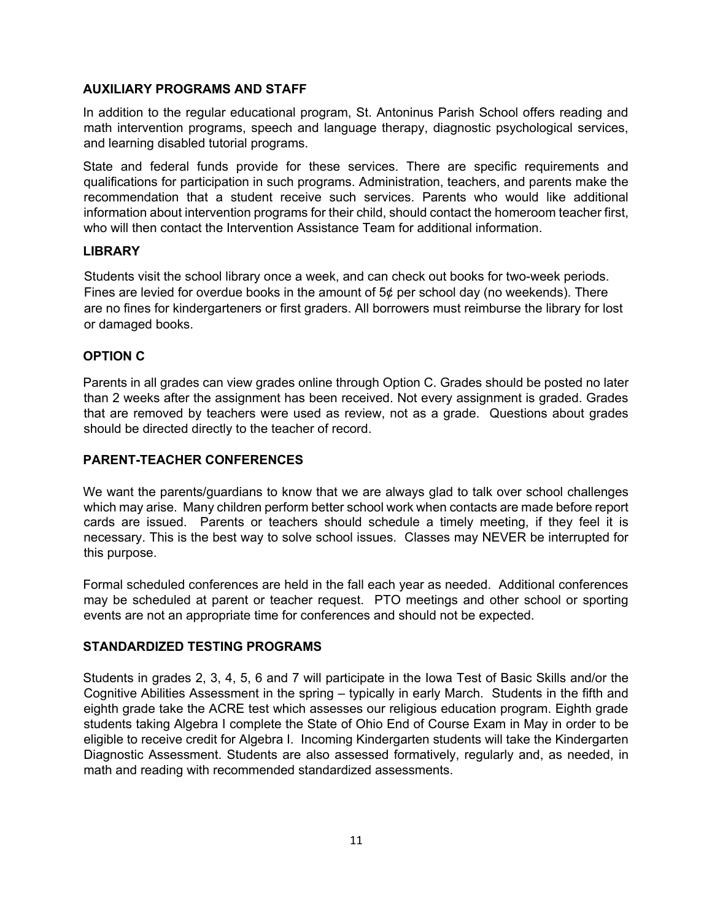## AUXILIARY PROGRAMS AND STAFF

In addition to the regular educational program, St. Antoninus Parish School offers reading and math intervention programs, speech and language therapy, diagnostic psychological services, and learning disabled tutorial programs.

State and federal funds provide for these services. There are specific requirements and qualifications for participation in such programs. Administration, teachers, and parents make the recommendation that a student receive such services. Parents who would like additional information about intervention programs for their child, should contact the homeroom teacher first, who will then contact the Intervention Assistance Team for additional information.

## LIBRARY

Students visit the school library once a week, and can check out books for two-week periods. Fines are levied for overdue books in the amount of 5¢ per school day (no weekends). There are no fines for kindergarteners or first graders. All borrowers must reimburse the library for lost or damaged books.

## OPTION C

Parents in all grades can view grades online through Option C. Grades should be posted no later than 2 weeks after the assignment has been received. Not every assignment is graded. Grades that are removed by teachers were used as review, not as a grade. Questions about grades should be directed directly to the teacher of record.

## PARENT-TEACHER CONFERENCES

We want the parents/guardians to know that we are always glad to talk over school challenges which may arise. Many children perform better school work when contacts are made before report cards are issued. Parents or teachers should schedule a timely meeting, if they feel it is necessary. This is the best way to solve school issues. Classes may NEVER be interrupted for this purpose.

Formal scheduled conferences are held in the fall each year as needed. Additional conferences may be scheduled at parent or teacher request. PTO meetings and other school or sporting events are not an appropriate time for conferences and should not be expected.

## STANDARDIZED TESTING PROGRAMS

Students in grades 2, 3, 4, 5, 6 and 7 will participate in the Iowa Test of Basic Skills and/or the Cognitive Abilities Assessment in the spring – typically in early March. Students in the fifth and eighth grade take the ACRE test which assesses our religious education program. Eighth grade students taking Algebra I complete the State of Ohio End of Course Exam in May in order to be eligible to receive credit for Algebra I. Incoming Kindergarten students will take the Kindergarten Diagnostic Assessment. Students are also assessed formatively, regularly and, as needed, in math and reading with recommended standardized assessments.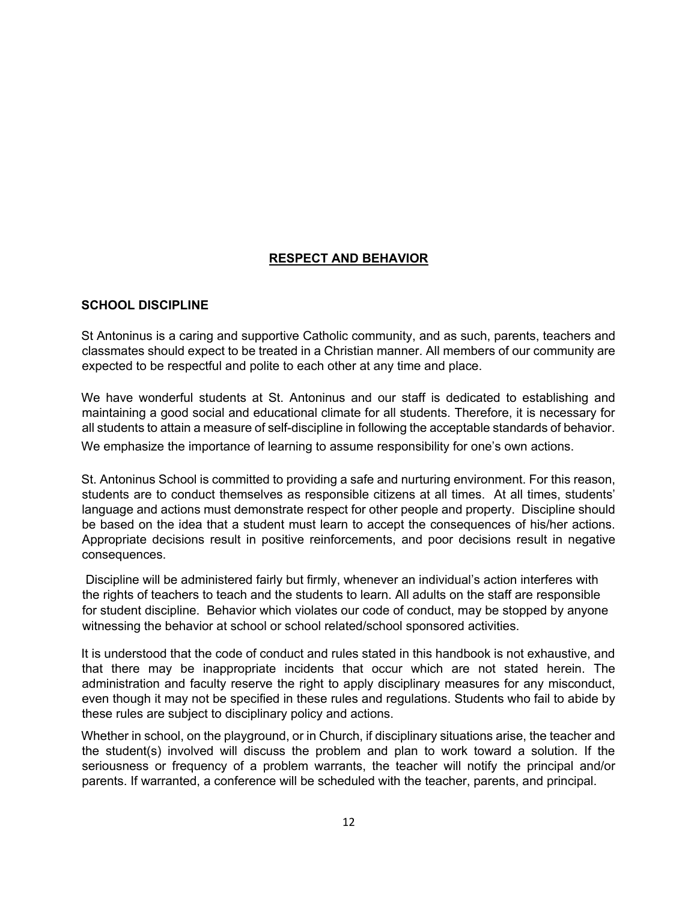# RESPECT AND BEHAVIOR

## SCHOOL DISCIPLINE

St Antoninus is a caring and supportive Catholic community, and as such, parents, teachers and classmates should expect to be treated in a Christian manner. All members of our community are expected to be respectful and polite to each other at any time and place.

We have wonderful students at St. Antoninus and our staff is dedicated to establishing and maintaining a good social and educational climate for all students. Therefore, it is necessary for all students to attain a measure of self-discipline in following the acceptable standards of behavior. We emphasize the importance of learning to assume responsibility for one's own actions.

St. Antoninus School is committed to providing a safe and nurturing environment. For this reason, students are to conduct themselves as responsible citizens at all times. At all times, students' language and actions must demonstrate respect for other people and property. Discipline should be based on the idea that a student must learn to accept the consequences of his/her actions. Appropriate decisions result in positive reinforcements, and poor decisions result in negative consequences.

Discipline will be administered fairly but firmly, whenever an individual's action interferes with the rights of teachers to teach and the students to learn. All adults on the staff are responsible for student discipline. Behavior which violates our code of conduct, may be stopped by anyone witnessing the behavior at school or school related/school sponsored activities.

It is understood that the code of conduct and rules stated in this handbook is not exhaustive, and that there may be inappropriate incidents that occur which are not stated herein. The administration and faculty reserve the right to apply disciplinary measures for any misconduct, even though it may not be specified in these rules and regulations. Students who fail to abide by these rules are subject to disciplinary policy and actions.

Whether in school, on the playground, or in Church, if disciplinary situations arise, the teacher and the student(s) involved will discuss the problem and plan to work toward a solution. If the seriousness or frequency of a problem warrants, the teacher will notify the principal and/or parents. If warranted, a conference will be scheduled with the teacher, parents, and principal.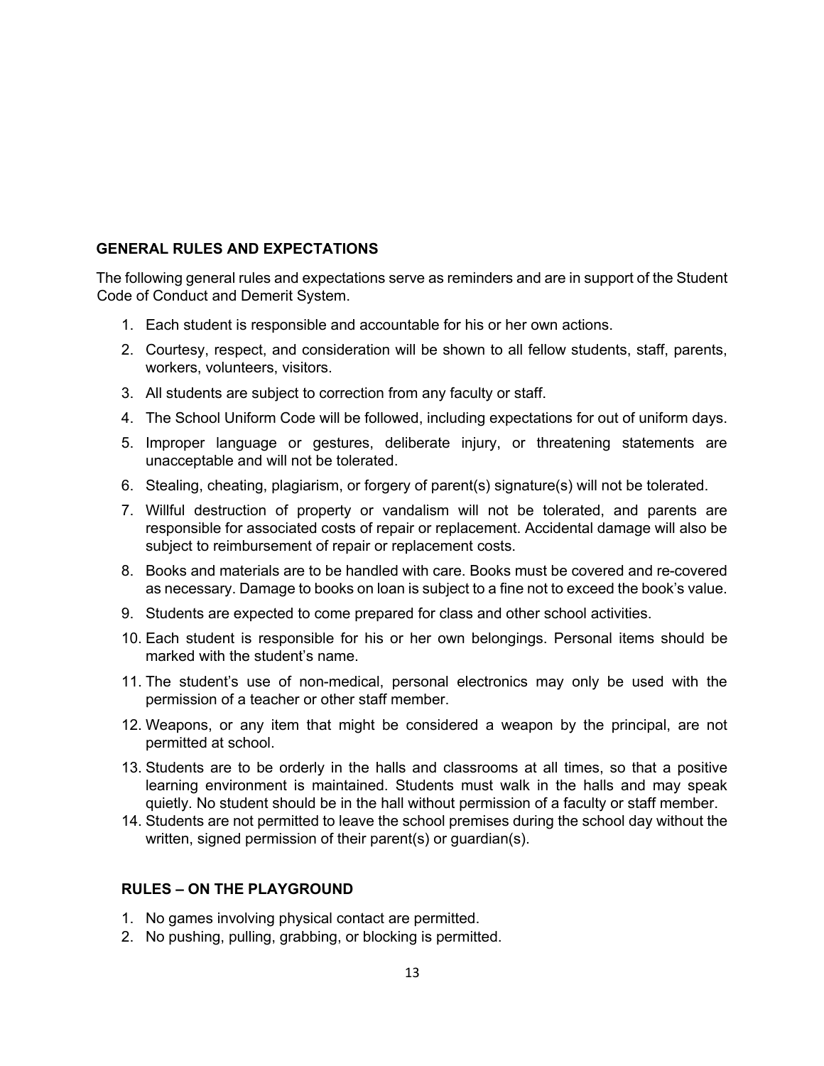## GENERAL RULES AND EXPECTATIONS

The following general rules and expectations serve as reminders and are in support of the Student Code of Conduct and Demerit System.

1. Each student is responsible and accountable for his or her own actions.
2. Courtesy, respect, and consideration will be shown to all fellow students, staff, parents, workers, volunteers, visitors.
3. All students are subject to correction from any faculty or staff.
4. The School Uniform Code will be followed, including expectations for out of uniform days.
5. Improper language or gestures, deliberate injury, or threatening statements are unacceptable and will not be tolerated.
6. Stealing, cheating, plagiarism, or forgery of parent(s) signature(s) will not be tolerated.
7. Willful destruction of property or vandalism will not be tolerated, and parents are responsible for associated costs of repair or replacement. Accidental damage will also be subject to reimbursement of repair or replacement costs.
8. Books and materials are to be handled with care. Books must be covered and re-covered as necessary. Damage to books on loan is subject to a fine not to exceed the book's value.
9. Students are expected to come prepared for class and other school activities.
10. Each student is responsible for his or her own belongings. Personal items should be marked with the student's name.
11. The student's use of non-medical, personal electronics may only be used with the permission of a teacher or other staff member.
12. Weapons, or any item that might be considered a weapon by the principal, are not permitted at school.
13. Students are to be orderly in the halls and classrooms at all times, so that a positive learning environment is maintained. Students must walk in the halls and may speak quietly. No student should be in the hall without permission of a faculty or staff member.
14. Students are not permitted to leave the school premises during the school day without the written, signed permission of their parent(s) or guardian(s).

## RULES – ON THE PLAYGROUND

1. No games involving physical contact are permitted.
2. No pushing, pulling, grabbing, or blocking is permitted.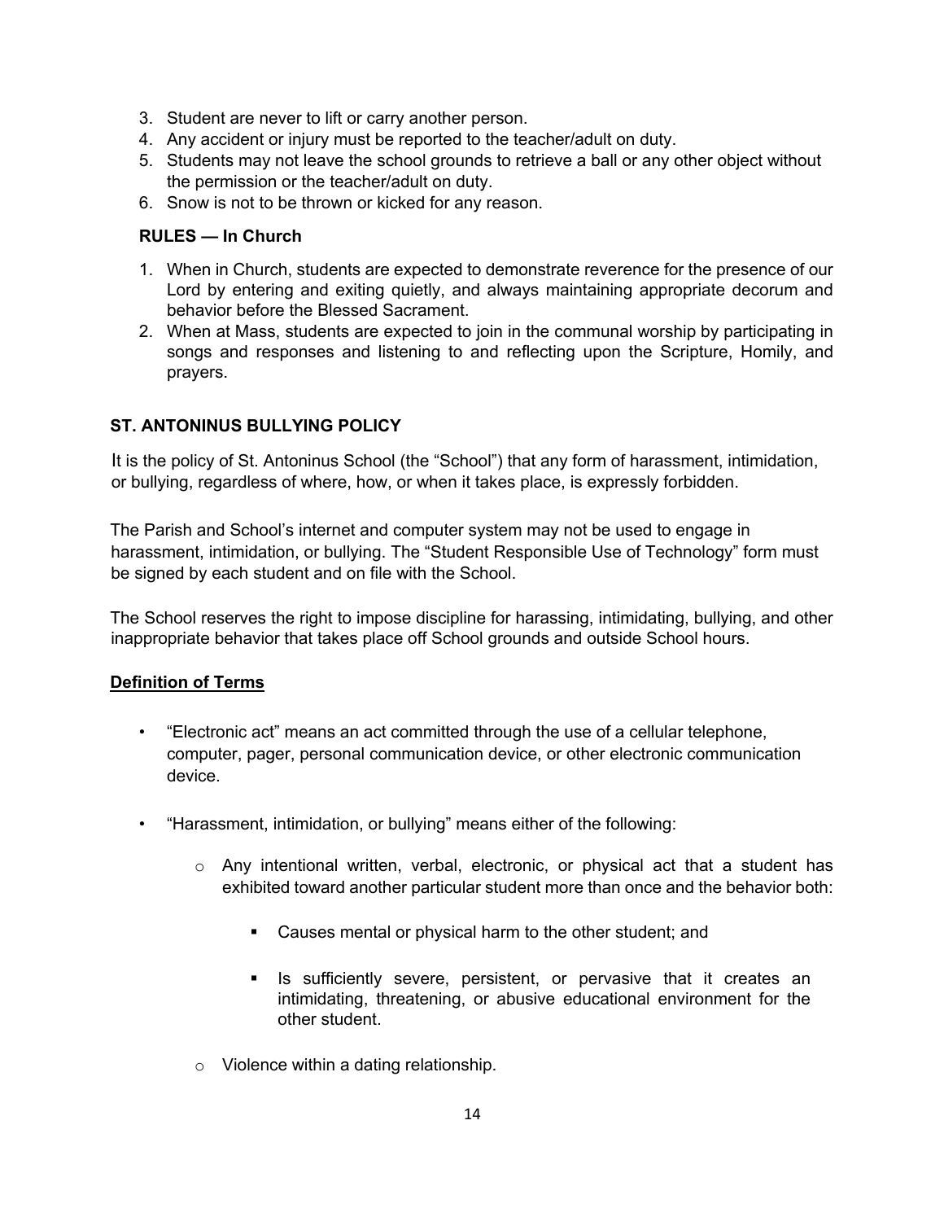3. Student are never to lift or carry another person.
4. Any accident or injury must be reported to the teacher/adult on duty.
5. Students may not leave the school grounds to retrieve a ball or any other object without the permission or the teacher/adult on duty.
6. Snow is not to be thrown or kicked for any reason.

**RULES — In Church**

1. When in Church, students are expected to demonstrate reverence for the presence of our Lord by entering and exiting quietly, and always maintaining appropriate decorum and behavior before the Blessed Sacrament.
2. When at Mass, students are expected to join in the communal worship by participating in songs and responses and listening to and reflecting upon the Scripture, Homily, and prayers.

## ST. ANTONINUS BULLYING POLICY

It is the policy of St. Antoninus School (the "School") that any form of harassment, intimidation, or bullying, regardless of where, how, or when it takes place, is expressly forbidden.

The Parish and School's internet and computer system may not be used to engage in harassment, intimidation, or bullying. The "Student Responsible Use of Technology" form must be signed by each student and on file with the School.

The School reserves the right to impose discipline for harassing, intimidating, bullying, and other inappropriate behavior that takes place off School grounds and outside School hours.

**Definition of Terms**

- "Electronic act" means an act committed through the use of a cellular telephone, computer, pager, personal communication device, or other electronic communication device.

- "Harassment, intimidation, or bullying" means either of the following:

    - Any intentional written, verbal, electronic, or physical act that a student has exhibited toward another particular student more than once and the behavior both:

        - Causes mental or physical harm to the other student; and

        - Is sufficiently severe, persistent, or pervasive that it creates an intimidating, threatening, or abusive educational environment for the other student.

    - Violence within a dating relationship.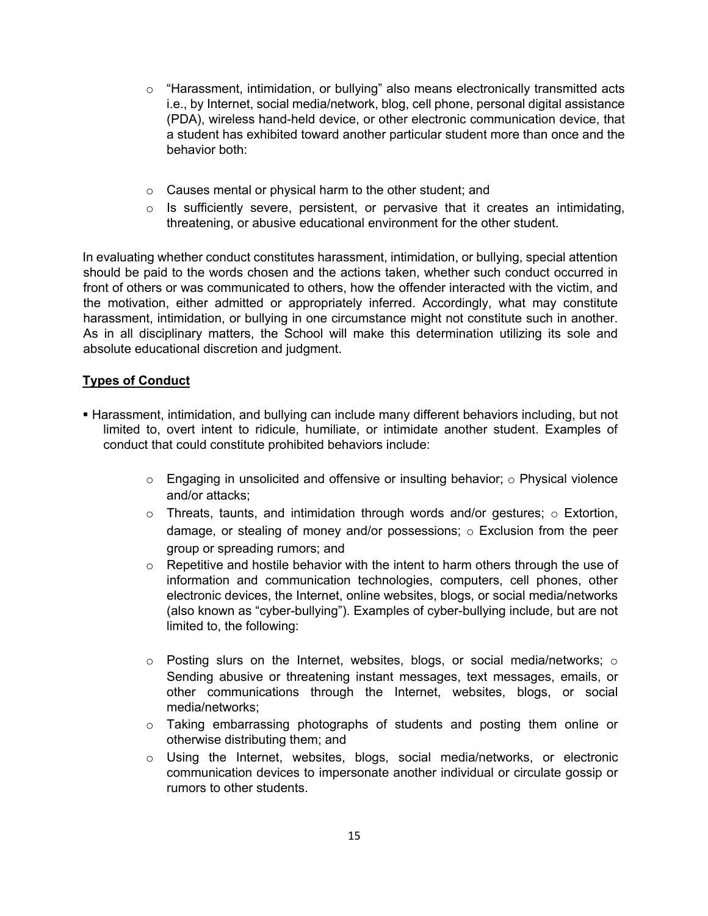- "Harassment, intimidation, or bullying" also means electronically transmitted acts i.e., by Internet, social media/network, blog, cell phone, personal digital assistance (PDA), wireless hand-held device, or other electronic communication device, that a student has exhibited toward another particular student more than once and the behavior both:

- Causes mental or physical harm to the other student; and
- Is sufficiently severe, persistent, or pervasive that it creates an intimidating, threatening, or abusive educational environment for the other student.

In evaluating whether conduct constitutes harassment, intimidation, or bullying, special attention should be paid to the words chosen and the actions taken, whether such conduct occurred in front of others or was communicated to others, how the offender interacted with the victim, and the motivation, either admitted or appropriately inferred. Accordingly, what may constitute harassment, intimidation, or bullying in one circumstance might not constitute such in another. As in all disciplinary matters, the School will make this determination utilizing its sole and absolute educational discretion and judgment.

**Types of Conduct**

- Harassment, intimidation, and bullying can include many different behaviors including, but not limited to, overt intent to ridicule, humiliate, or intimidate another student. Examples of conduct that could constitute prohibited behaviors include:

  - Engaging in unsolicited and offensive or insulting behavior;
  - Physical violence and/or attacks;
  - Threats, taunts, and intimidation through words and/or gestures;
  - Extortion, damage, or stealing of money and/or possessions;
  - Exclusion from the peer group or spreading rumors; and
  - Repetitive and hostile behavior with the intent to harm others through the use of information and communication technologies, computers, cell phones, other electronic devices, the Internet, online websites, blogs, or social media/networks (also known as "cyber-bullying"). Examples of cyber-bullying include, but are not limited to, the following:

  - Posting slurs on the Internet, websites, blogs, or social media/networks;
  - Sending abusive or threatening instant messages, text messages, emails, or other communications through the Internet, websites, blogs, or social media/networks;
  - Taking embarrassing photographs of students and posting them online or otherwise distributing them; and
  - Using the Internet, websites, blogs, social media/networks, or electronic communication devices to impersonate another individual or circulate gossip or rumors to other students.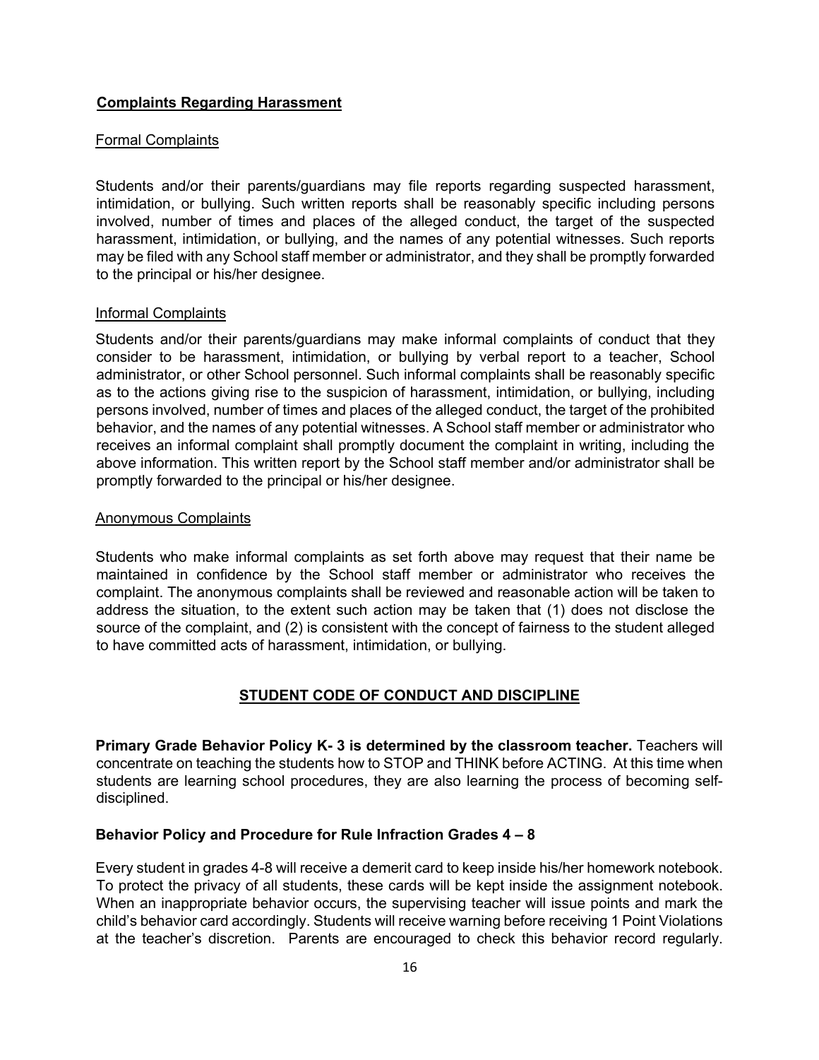**Complaints Regarding Harassment**

Formal Complaints

Students and/or their parents/guardians may file reports regarding suspected harassment, intimidation, or bullying. Such written reports shall be reasonably specific including persons involved, number of times and places of the alleged conduct, the target of the suspected harassment, intimidation, or bullying, and the names of any potential witnesses. Such reports may be filed with any School staff member or administrator, and they shall be promptly forwarded to the principal or his/her designee.

Informal Complaints

Students and/or their parents/guardians may make informal complaints of conduct that they consider to be harassment, intimidation, or bullying by verbal report to a teacher, School administrator, or other School personnel. Such informal complaints shall be reasonably specific as to the actions giving rise to the suspicion of harassment, intimidation, or bullying, including persons involved, number of times and places of the alleged conduct, the target of the prohibited behavior, and the names of any potential witnesses. A School staff member or administrator who receives an informal complaint shall promptly document the complaint in writing, including the above information. This written report by the School staff member and/or administrator shall be promptly forwarded to the principal or his/her designee.

Anonymous Complaints

Students who make informal complaints as set forth above may request that their name be maintained in confidence by the School staff member or administrator who receives the complaint. The anonymous complaints shall be reviewed and reasonable action will be taken to address the situation, to the extent such action may be taken that (1) does not disclose the source of the complaint, and (2) is consistent with the concept of fairness to the student alleged to have committed acts of harassment, intimidation, or bullying.

## STUDENT CODE OF CONDUCT AND DISCIPLINE

**Primary Grade Behavior Policy K- 3 is determined by the classroom teacher.** Teachers will concentrate on teaching the students how to STOP and THINK before ACTING. At this time when students are learning school procedures, they are also learning the process of becoming self-disciplined.

**Behavior Policy and Procedure for Rule Infraction Grades 4 – 8**

Every student in grades 4-8 will receive a demerit card to keep inside his/her homework notebook. To protect the privacy of all students, these cards will be kept inside the assignment notebook. When an inappropriate behavior occurs, the supervising teacher will issue points and mark the child's behavior card accordingly. Students will receive warning before receiving 1 Point Violations at the teacher's discretion. Parents are encouraged to check this behavior record regularly.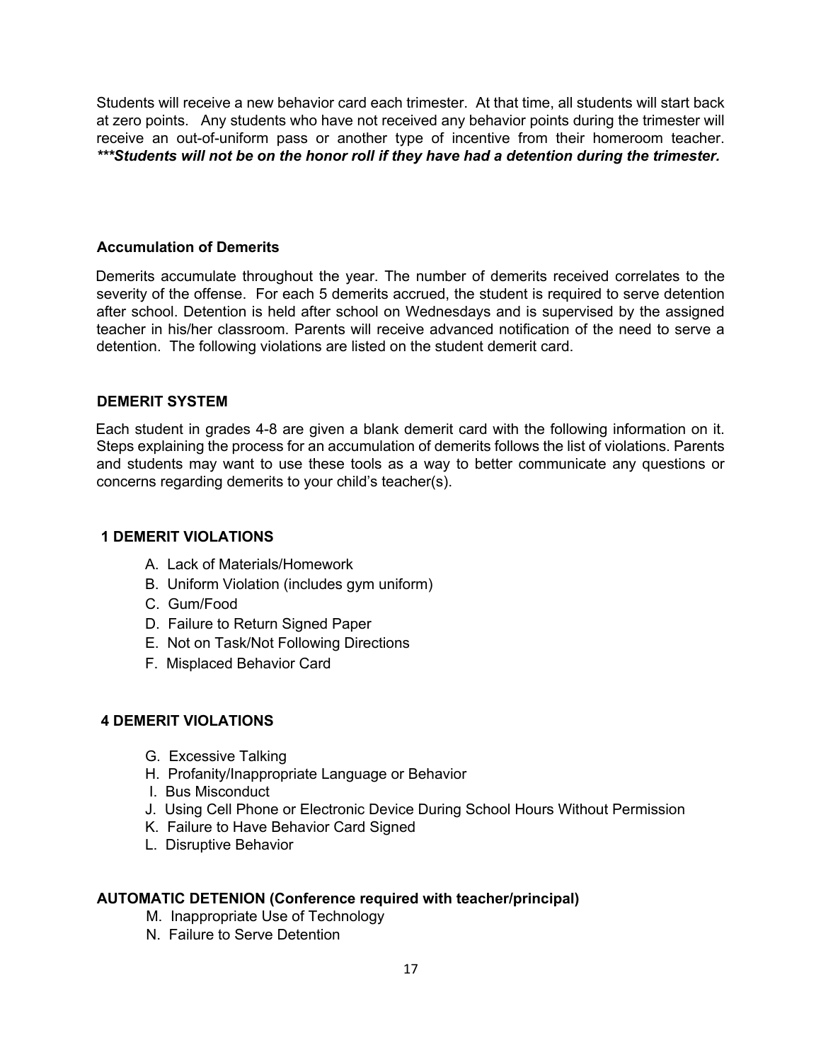Students will receive a new behavior card each trimester. At that time, all students will start back at zero points. Any students who have not received any behavior points during the trimester will receive an out-of-uniform pass or another type of incentive from their homeroom teacher. ***\*\*\*Students will not be on the honor roll if they have had a detention during the trimester.***

**Accumulation of Demerits**

Demerits accumulate throughout the year. The number of demerits received correlates to the severity of the offense. For each 5 demerits accrued, the student is required to serve detention after school. Detention is held after school on Wednesdays and is supervised by the assigned teacher in his/her classroom. Parents will receive advanced notification of the need to serve a detention. The following violations are listed on the student demerit card.

**DEMERIT SYSTEM**

Each student in grades 4-8 are given a blank demerit card with the following information on it. Steps explaining the process for an accumulation of demerits follows the list of violations. Parents and students may want to use these tools as a way to better communicate any questions or concerns regarding demerits to your child's teacher(s).

**1 DEMERIT VIOLATIONS**

A. Lack of Materials/Homework
B. Uniform Violation (includes gym uniform)
C. Gum/Food
D. Failure to Return Signed Paper
E. Not on Task/Not Following Directions
F. Misplaced Behavior Card

**4 DEMERIT VIOLATIONS**

G. Excessive Talking
H. Profanity/Inappropriate Language or Behavior
I. Bus Misconduct
J. Using Cell Phone or Electronic Device During School Hours Without Permission
K. Failure to Have Behavior Card Signed
L. Disruptive Behavior

**AUTOMATIC DETENION (Conference required with teacher/principal)**

M. Inappropriate Use of Technology
N. Failure to Serve Detention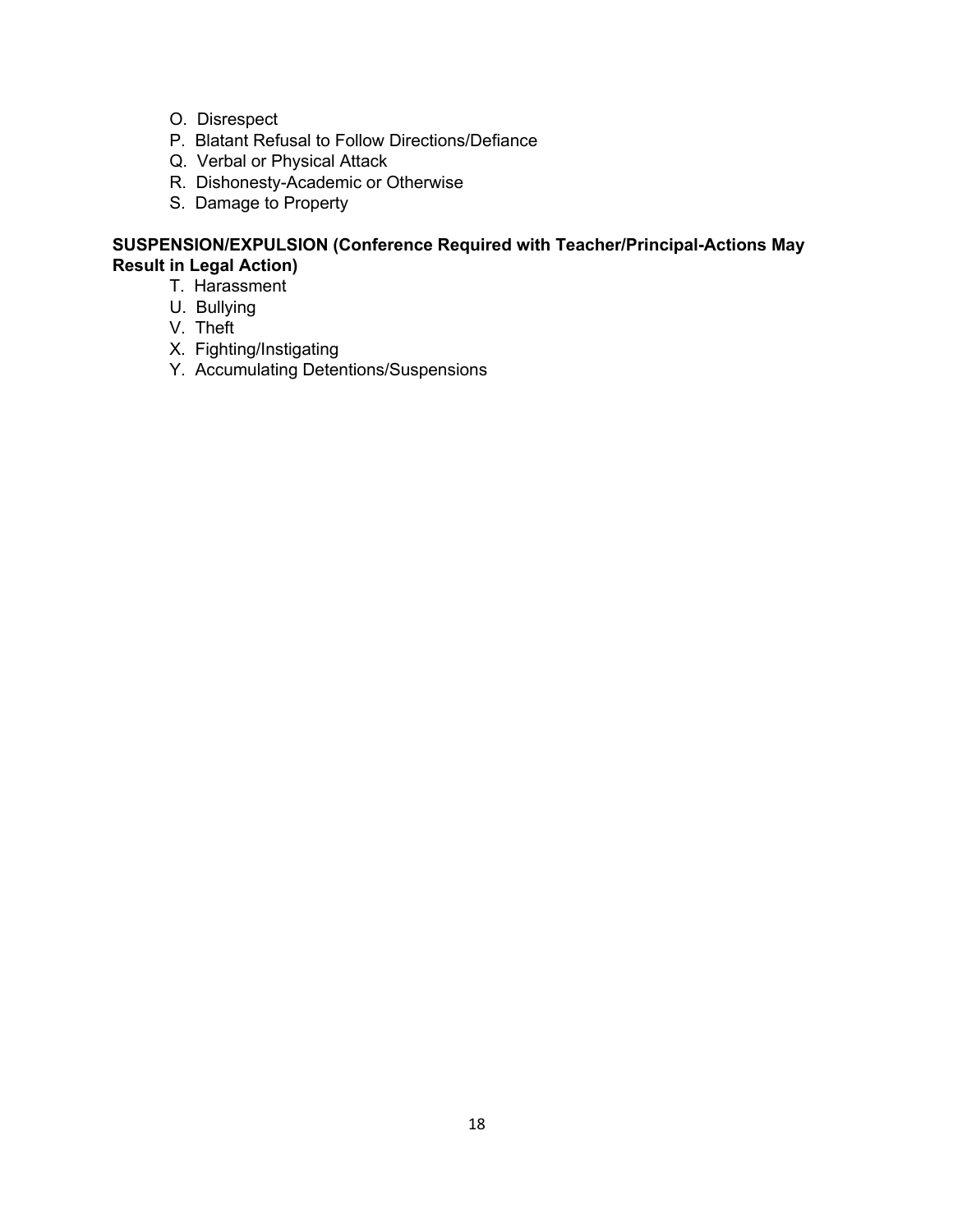O. Disrespect
P. Blatant Refusal to Follow Directions/Defiance
Q. Verbal or Physical Attack
R. Dishonesty-Academic or Otherwise
S. Damage to Property

**SUSPENSION/EXPULSION (Conference Required with Teacher/Principal-Actions May Result in Legal Action)**

T. Harassment
U. Bullying
V. Theft
X. Fighting/Instigating
Y. Accumulating Detentions/Suspensions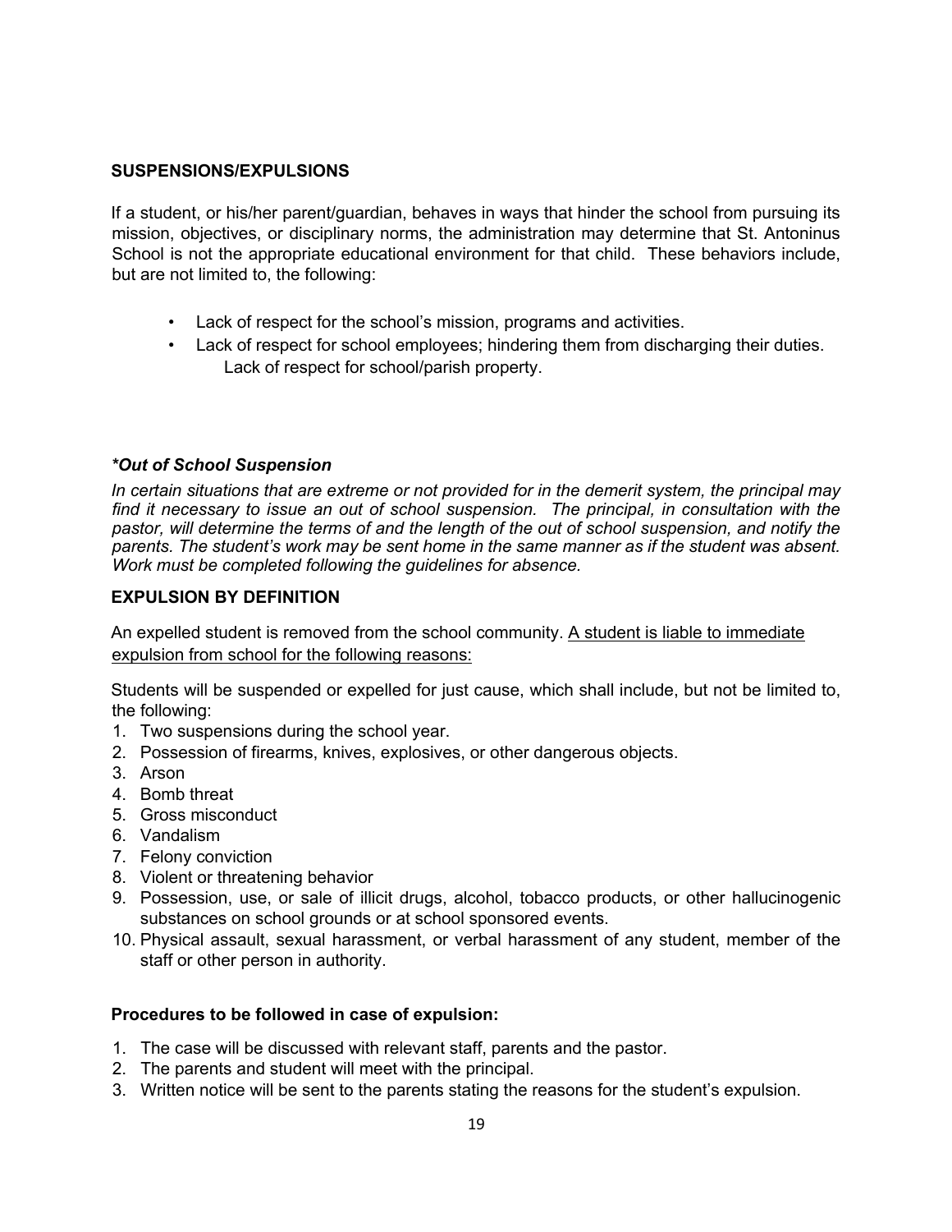## SUSPENSIONS/EXPULSIONS

If a student, or his/her parent/guardian, behaves in ways that hinder the school from pursuing its mission, objectives, or disciplinary norms, the administration may determine that St. Antoninus School is not the appropriate educational environment for that child. These behaviors include, but are not limited to, the following:

- Lack of respect for the school's mission, programs and activities.
- Lack of respect for school employees; hindering them from discharging their duties. Lack of respect for school/parish property.

***Out of School Suspension***

*In certain situations that are extreme or not provided for in the demerit system, the principal may find it necessary to issue an out of school suspension. The principal, in consultation with the pastor, will determine the terms of and the length of the out of school suspension, and notify the parents. The student's work may be sent home in the same manner as if the student was absent. Work must be completed following the guidelines for absence.*

## EXPULSION BY DEFINITION

An expelled student is removed from the school community. <u>A student is liable to immediate expulsion from school for the following reasons:</u>

Students will be suspended or expelled for just cause, which shall include, but not be limited to, the following:

1. Two suspensions during the school year.
2. Possession of firearms, knives, explosives, or other dangerous objects.
3. Arson
4. Bomb threat
5. Gross misconduct
6. Vandalism
7. Felony conviction
8. Violent or threatening behavior
9. Possession, use, or sale of illicit drugs, alcohol, tobacco products, or other hallucinogenic substances on school grounds or at school sponsored events.
10. Physical assault, sexual harassment, or verbal harassment of any student, member of the staff or other person in authority.

**Procedures to be followed in case of expulsion:**

1. The case will be discussed with relevant staff, parents and the pastor.
2. The parents and student will meet with the principal.
3. Written notice will be sent to the parents stating the reasons for the student's expulsion.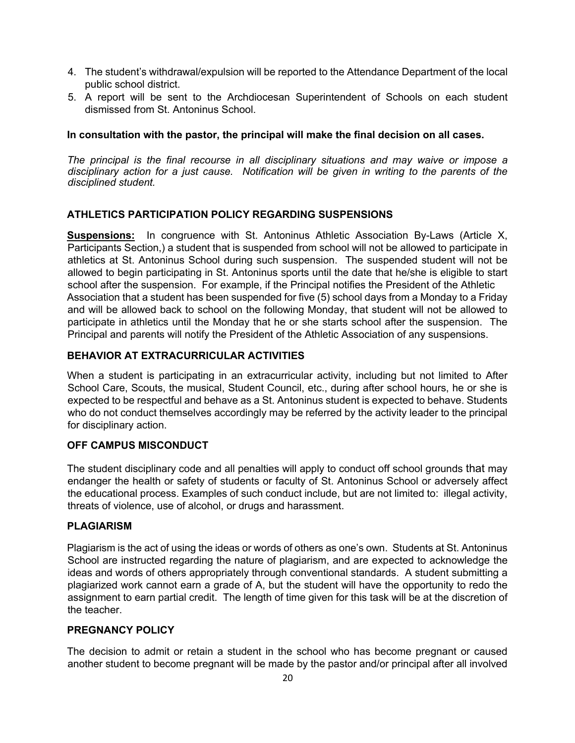4. The student's withdrawal/expulsion will be reported to the Attendance Department of the local public school district.
5. A report will be sent to the Archdiocesan Superintendent of Schools on each student dismissed from St. Antoninus School.

**In consultation with the pastor, the principal will make the final decision on all cases.**

*The principal is the final recourse in all disciplinary situations and may waive or impose a disciplinary action for a just cause. Notification will be given in writing to the parents of the disciplined student.*

## ATHLETICS PARTICIPATION POLICY REGARDING SUSPENSIONS

**Suspensions:** In congruence with St. Antoninus Athletic Association By-Laws (Article X, Participants Section,) a student that is suspended from school will not be allowed to participate in athletics at St. Antoninus School during such suspension. The suspended student will not be allowed to begin participating in St. Antoninus sports until the date that he/she is eligible to start school after the suspension. For example, if the Principal notifies the President of the Athletic Association that a student has been suspended for five (5) school days from a Monday to a Friday and will be allowed back to school on the following Monday, that student will not be allowed to participate in athletics until the Monday that he or she starts school after the suspension. The Principal and parents will notify the President of the Athletic Association of any suspensions.

## BEHAVIOR AT EXTRACURRICULAR ACTIVITIES

When a student is participating in an extracurricular activity, including but not limited to After School Care, Scouts, the musical, Student Council, etc., during after school hours, he or she is expected to be respectful and behave as a St. Antoninus student is expected to behave. Students who do not conduct themselves accordingly may be referred by the activity leader to the principal for disciplinary action.

## OFF CAMPUS MISCONDUCT

The student disciplinary code and all penalties will apply to conduct off school grounds that may endanger the health or safety of students or faculty of St. Antoninus School or adversely affect the educational process. Examples of such conduct include, but are not limited to: illegal activity, threats of violence, use of alcohol, or drugs and harassment.

## PLAGIARISM

Plagiarism is the act of using the ideas or words of others as one's own. Students at St. Antoninus School are instructed regarding the nature of plagiarism, and are expected to acknowledge the ideas and words of others appropriately through conventional standards. A student submitting a plagiarized work cannot earn a grade of A, but the student will have the opportunity to redo the assignment to earn partial credit. The length of time given for this task will be at the discretion of the teacher.

## PREGNANCY POLICY

The decision to admit or retain a student in the school who has become pregnant or caused another student to become pregnant will be made by the pastor and/or principal after all involved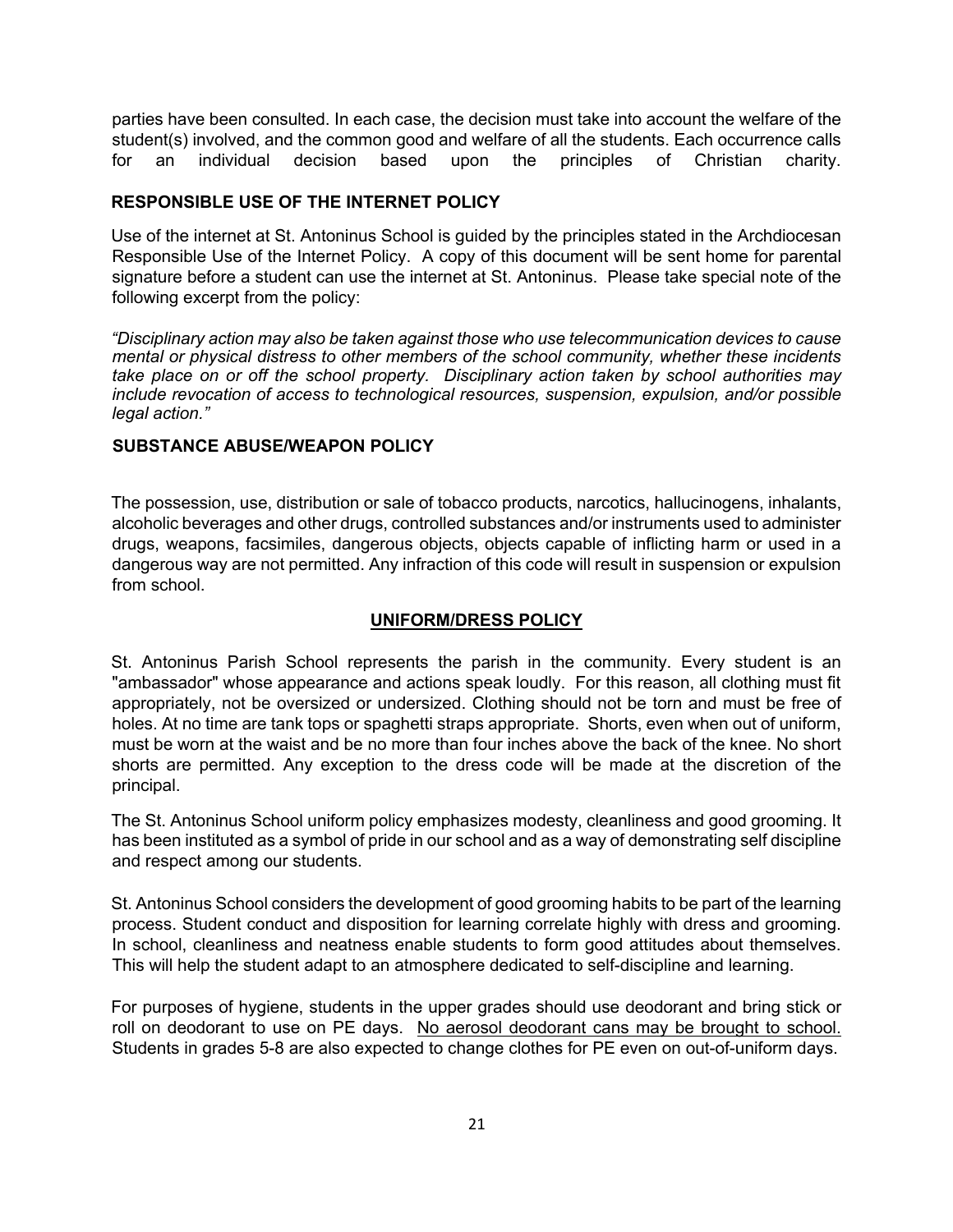parties have been consulted. In each case, the decision must take into account the welfare of the student(s) involved, and the common good and welfare of all the students. Each occurrence calls for an individual decision based upon the principles of Christian charity.

## RESPONSIBLE USE OF THE INTERNET POLICY

Use of the internet at St. Antoninus School is guided by the principles stated in the Archdiocesan Responsible Use of the Internet Policy. A copy of this document will be sent home for parental signature before a student can use the internet at St. Antoninus. Please take special note of the following excerpt from the policy:

*"Disciplinary action may also be taken against those who use telecommunication devices to cause mental or physical distress to other members of the school community, whether these incidents take place on or off the school property. Disciplinary action taken by school authorities may include revocation of access to technological resources, suspension, expulsion, and/or possible legal action."*

## SUBSTANCE ABUSE/WEAPON POLICY

The possession, use, distribution or sale of tobacco products, narcotics, hallucinogens, inhalants, alcoholic beverages and other drugs, controlled substances and/or instruments used to administer drugs, weapons, facsimiles, dangerous objects, objects capable of inflicting harm or used in a dangerous way are not permitted. Any infraction of this code will result in suspension or expulsion from school.

## UNIFORM/DRESS POLICY

St. Antoninus Parish School represents the parish in the community. Every student is an "ambassador" whose appearance and actions speak loudly. For this reason, all clothing must fit appropriately, not be oversized or undersized. Clothing should not be torn and must be free of holes. At no time are tank tops or spaghetti straps appropriate. Shorts, even when out of uniform, must be worn at the waist and be no more than four inches above the back of the knee. No short shorts are permitted. Any exception to the dress code will be made at the discretion of the principal.

The St. Antoninus School uniform policy emphasizes modesty, cleanliness and good grooming. It has been instituted as a symbol of pride in our school and as a way of demonstrating self discipline and respect among our students.

St. Antoninus School considers the development of good grooming habits to be part of the learning process. Student conduct and disposition for learning correlate highly with dress and grooming. In school, cleanliness and neatness enable students to form good attitudes about themselves. This will help the student adapt to an atmosphere dedicated to self-discipline and learning.

For purposes of hygiene, students in the upper grades should use deodorant and bring stick or roll on deodorant to use on PE days. No aerosol deodorant cans may be brought to school. Students in grades 5-8 are also expected to change clothes for PE even on out-of-uniform days.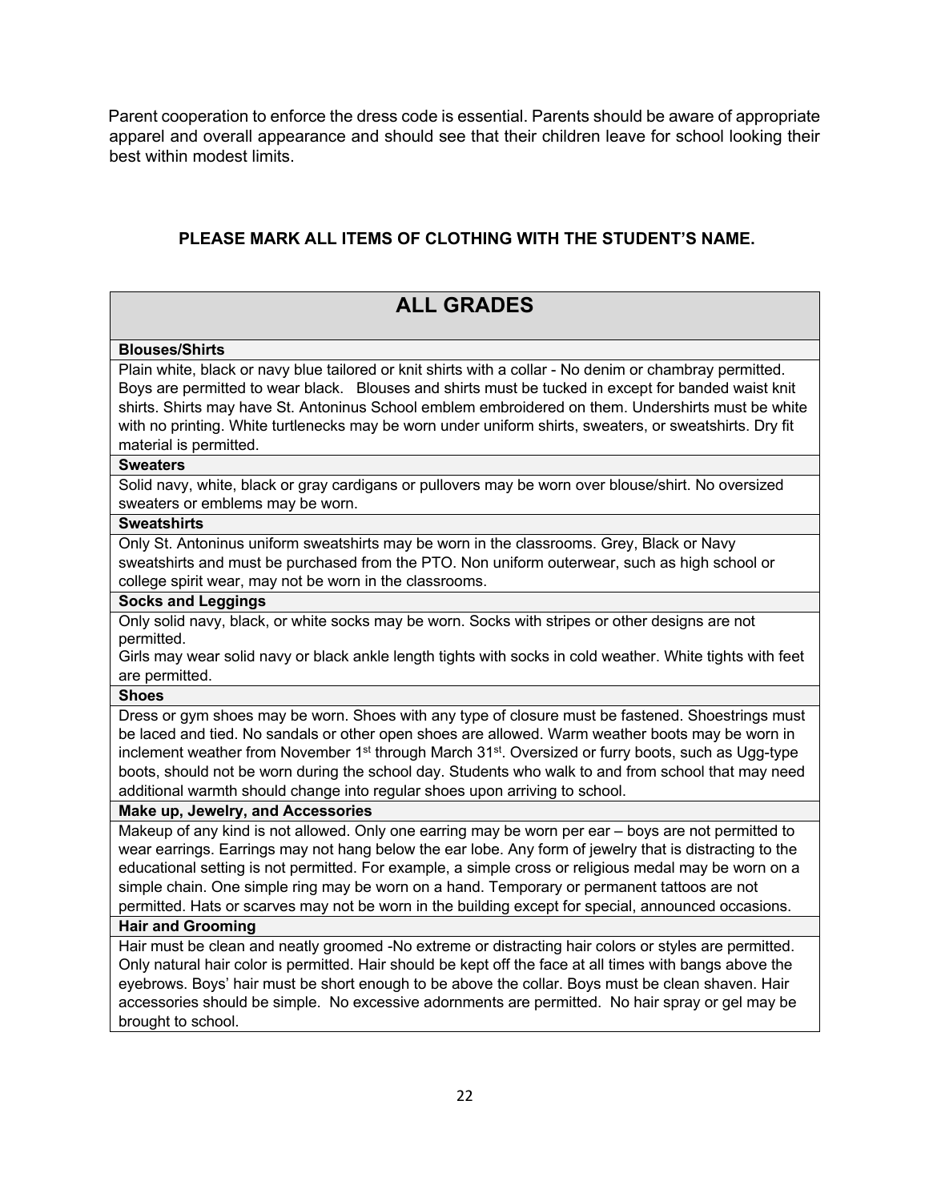Parent cooperation to enforce the dress code is essential. Parents should be aware of appropriate apparel and overall appearance and should see that their children leave for school looking their best within modest limits.

**PLEASE MARK ALL ITEMS OF CLOTHING WITH THE STUDENT'S NAME.**

| ALL GRADES |
|---|
| **Blouses/Shirts** |
| Plain white, black or navy blue tailored or knit shirts with a collar - No denim or chambray permitted. Boys are permitted to wear black. Blouses and shirts must be tucked in except for banded waist knit shirts. Shirts may have St. Antoninus School emblem embroidered on them. Undershirts must be white with no printing. White turtlenecks may be worn under uniform shirts, sweaters, or sweatshirts. Dry fit material is permitted. |
| **Sweaters** |
| Solid navy, white, black or gray cardigans or pullovers may be worn over blouse/shirt. No oversized sweaters or emblems may be worn. |
| **Sweatshirts** |
| Only St. Antoninus uniform sweatshirts may be worn in the classrooms. Grey, Black or Navy sweatshirts and must be purchased from the PTO. Non uniform outerwear, such as high school or college spirit wear, may not be worn in the classrooms. |
| **Socks and Leggings** |
| Only solid navy, black, or white socks may be worn. Socks with stripes or other designs are not permitted. Girls may wear solid navy or black ankle length tights with socks in cold weather. White tights with feet are permitted. |
| **Shoes** |
| Dress or gym shoes may be worn. Shoes with any type of closure must be fastened. Shoestrings must be laced and tied. No sandals or other open shoes are allowed. Warm weather boots may be worn in inclement weather from November 1st through March 31st. Oversized or furry boots, such as Ugg-type boots, should not be worn during the school day. Students who walk to and from school that may need additional warmth should change into regular shoes upon arriving to school. |
| **Make up, Jewelry, and Accessories** |
| Makeup of any kind is not allowed. Only one earring may be worn per ear – boys are not permitted to wear earrings. Earrings may not hang below the ear lobe. Any form of jewelry that is distracting to the educational setting is not permitted. For example, a simple cross or religious medal may be worn on a simple chain. One simple ring may be worn on a hand. Temporary or permanent tattoos are not permitted. Hats or scarves may not be worn in the building except for special, announced occasions. |
| **Hair and Grooming** |
| Hair must be clean and neatly groomed -No extreme or distracting hair colors or styles are permitted. Only natural hair color is permitted. Hair should be kept off the face at all times with bangs above the eyebrows. Boys' hair must be short enough to be above the collar. Boys must be clean shaven. Hair accessories should be simple. No excessive adornments are permitted. No hair spray or gel may be brought to school. |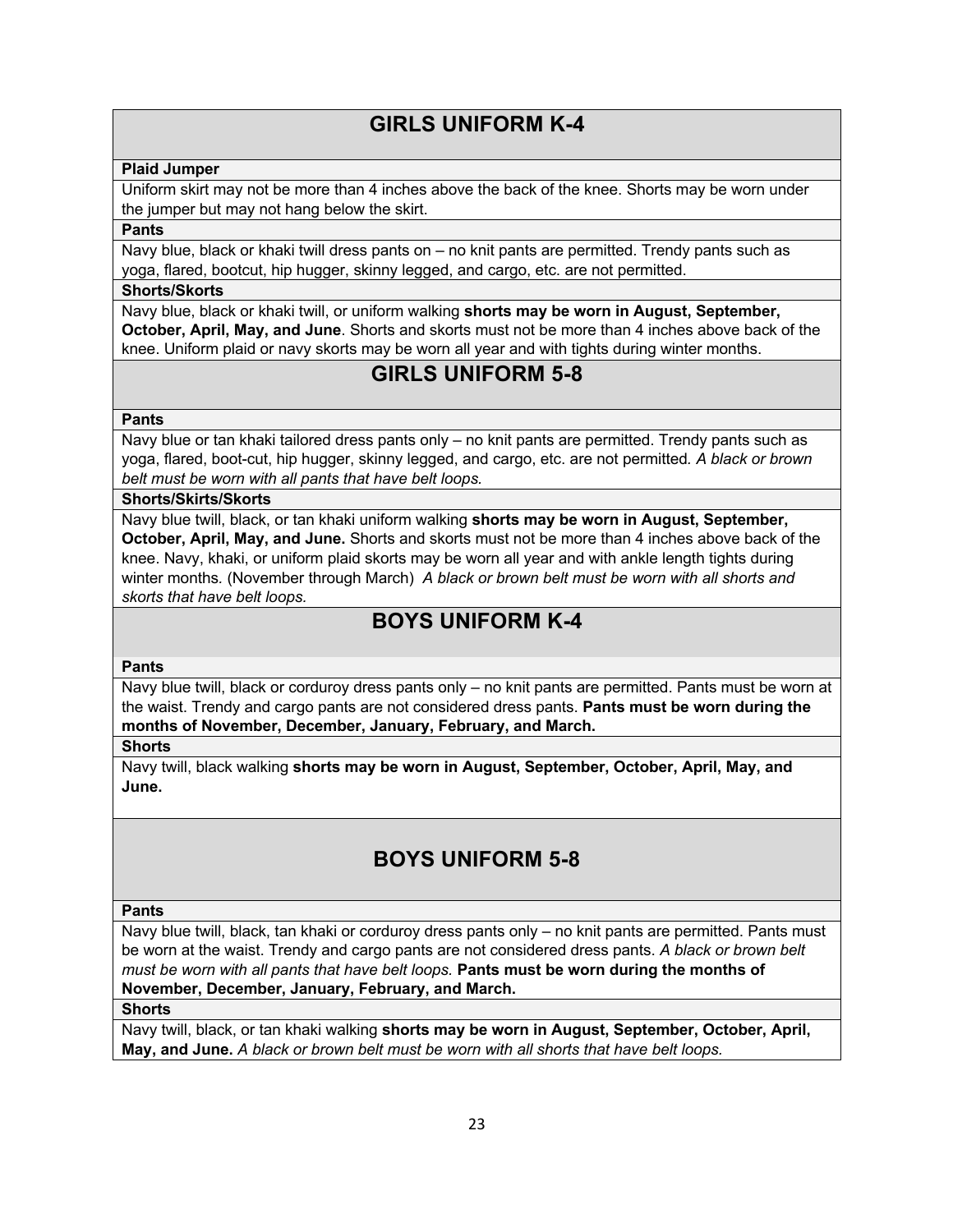## GIRLS UNIFORM K-4

**Plaid Jumper**

Uniform skirt may not be more than 4 inches above the back of the knee. Shorts may be worn under the jumper but may not hang below the skirt.

**Pants**

Navy blue, black or khaki twill dress pants on – no knit pants are permitted. Trendy pants such as yoga, flared, bootcut, hip hugger, skinny legged, and cargo, etc. are not permitted.

**Shorts/Skorts**

Navy blue, black or khaki twill, or uniform walking **shorts may be worn in August, September, October, April, May, and June**. Shorts and skorts must not be more than 4 inches above back of the knee. Uniform plaid or navy skorts may be worn all year and with tights during winter months.

## GIRLS UNIFORM 5-8

**Pants**

Navy blue or tan khaki tailored dress pants only – no knit pants are permitted. Trendy pants such as yoga, flared, boot-cut, hip hugger, skinny legged, and cargo, etc. are not permitted*. A black or brown belt must be worn with all pants that have belt loops.*

**Shorts/Skirts/Skorts**

Navy blue twill, black, or tan khaki uniform walking **shorts may be worn in August, September, October, April, May, and June.** Shorts and skorts must not be more than 4 inches above back of the knee. Navy, khaki, or uniform plaid skorts may be worn all year and with ankle length tights during winter months. (November through March) *A black or brown belt must be worn with all shorts and skorts that have belt loops.*

## BOYS UNIFORM K-4

**Pants**

Navy blue twill, black or corduroy dress pants only – no knit pants are permitted. Pants must be worn at the waist. Trendy and cargo pants are not considered dress pants. **Pants must be worn during the months of November, December, January, February, and March.**

**Shorts**

Navy twill, black walking **shorts may be worn in August, September, October, April, May, and June.**

## BOYS UNIFORM 5-8

**Pants**

Navy blue twill, black, tan khaki or corduroy dress pants only – no knit pants are permitted. Pants must be worn at the waist. Trendy and cargo pants are not considered dress pants. *A black or brown belt must be worn with all pants that have belt loops.* **Pants must be worn during the months of November, December, January, February, and March.**

**Shorts**

Navy twill, black, or tan khaki walking **shorts may be worn in August, September, October, April, May, and June.** *A black or brown belt must be worn with all shorts that have belt loops.*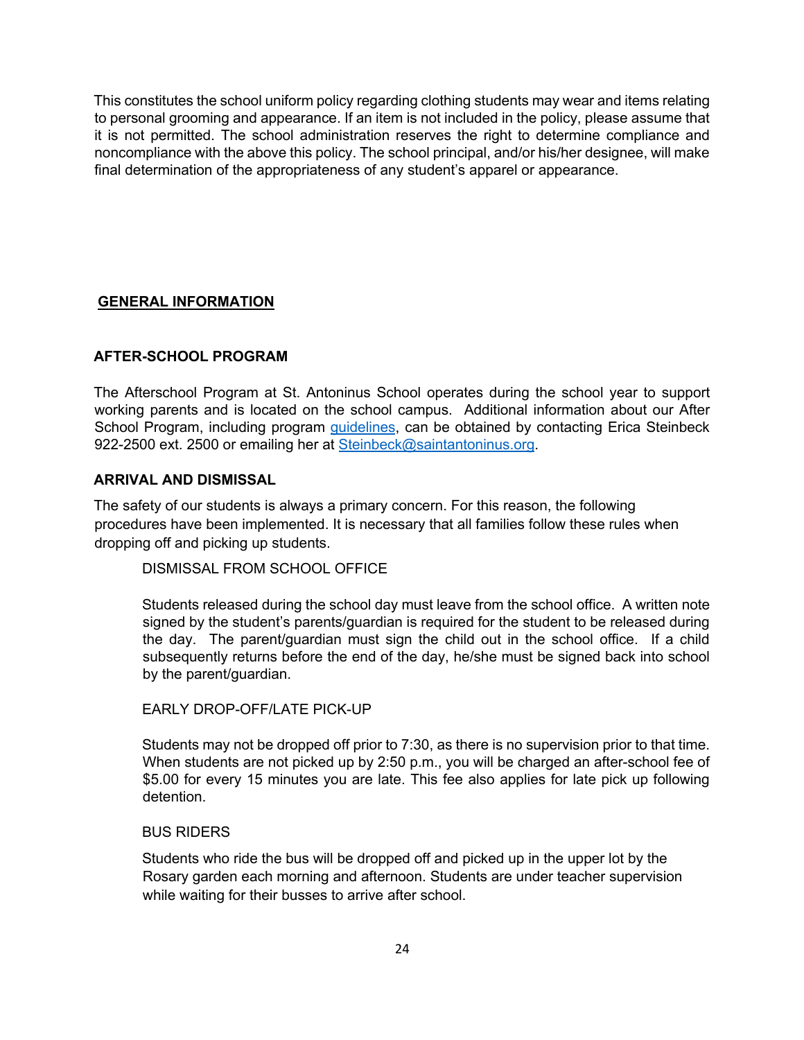This constitutes the school uniform policy regarding clothing students may wear and items relating to personal grooming and appearance. If an item is not included in the policy, please assume that it is not permitted. The school administration reserves the right to determine compliance and noncompliance with the above this policy. The school principal, and/or his/her designee, will make final determination of the appropriateness of any student's apparel or appearance.

## GENERAL INFORMATION

### AFTER-SCHOOL PROGRAM

The Afterschool Program at St. Antoninus School operates during the school year to support working parents and is located on the school campus. Additional information about our After School Program, including program guidelines, can be obtained by contacting Erica Steinbeck 922-2500 ext. 2500 or emailing her at Steinbeck@saintantoninus.org.

### ARRIVAL AND DISMISSAL

The safety of our students is always a primary concern. For this reason, the following procedures have been implemented. It is necessary that all families follow these rules when dropping off and picking up students.

#### DISMISSAL FROM SCHOOL OFFICE

Students released during the school day must leave from the school office. A written note signed by the student's parents/guardian is required for the student to be released during the day. The parent/guardian must sign the child out in the school office. If a child subsequently returns before the end of the day, he/she must be signed back into school by the parent/guardian.

#### EARLY DROP-OFF/LATE PICK-UP

Students may not be dropped off prior to 7:30, as there is no supervision prior to that time. When students are not picked up by 2:50 p.m., you will be charged an after-school fee of $5.00 for every 15 minutes you are late. This fee also applies for late pick up following detention.

#### BUS RIDERS

Students who ride the bus will be dropped off and picked up in the upper lot by the Rosary garden each morning and afternoon. Students are under teacher supervision while waiting for their busses to arrive after school.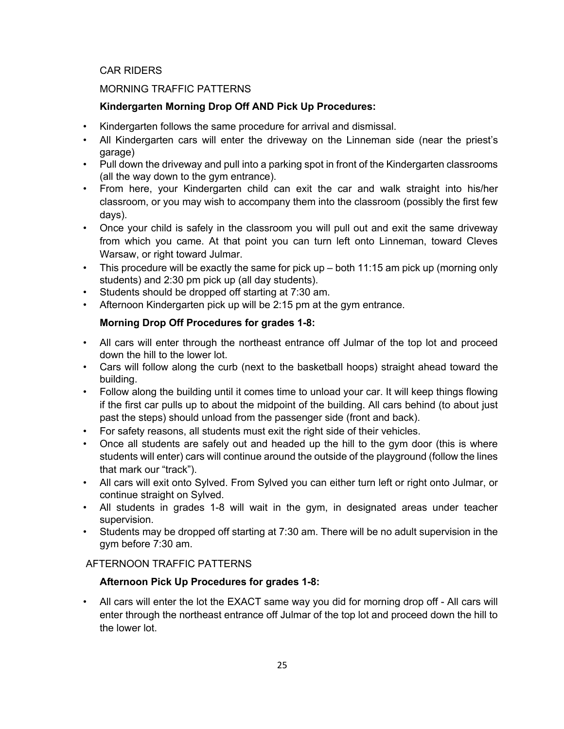CAR RIDERS

MORNING TRAFFIC PATTERNS

**Kindergarten Morning Drop Off AND Pick Up Procedures:**

- Kindergarten follows the same procedure for arrival and dismissal.
- All Kindergarten cars will enter the driveway on the Linneman side (near the priest's garage)
- Pull down the driveway and pull into a parking spot in front of the Kindergarten classrooms (all the way down to the gym entrance).
- From here, your Kindergarten child can exit the car and walk straight into his/her classroom, or you may wish to accompany them into the classroom (possibly the first few days).
- Once your child is safely in the classroom you will pull out and exit the same driveway from which you came. At that point you can turn left onto Linneman, toward Cleves Warsaw, or right toward Julmar.
- This procedure will be exactly the same for pick up – both 11:15 am pick up (morning only students) and 2:30 pm pick up (all day students).
- Students should be dropped off starting at 7:30 am.
- Afternoon Kindergarten pick up will be 2:15 pm at the gym entrance.

**Morning Drop Off Procedures for grades 1-8:**

- All cars will enter through the northeast entrance off Julmar of the top lot and proceed down the hill to the lower lot.
- Cars will follow along the curb (next to the basketball hoops) straight ahead toward the building.
- Follow along the building until it comes time to unload your car. It will keep things flowing if the first car pulls up to about the midpoint of the building. All cars behind (to about just past the steps) should unload from the passenger side (front and back).
- For safety reasons, all students must exit the right side of their vehicles.
- Once all students are safely out and headed up the hill to the gym door (this is where students will enter) cars will continue around the outside of the playground (follow the lines that mark our "track").
- All cars will exit onto Sylved. From Sylved you can either turn left or right onto Julmar, or continue straight on Sylved.
- All students in grades 1-8 will wait in the gym, in designated areas under teacher supervision.
- Students may be dropped off starting at 7:30 am. There will be no adult supervision in the gym before 7:30 am.

AFTERNOON TRAFFIC PATTERNS

**Afternoon Pick Up Procedures for grades 1-8:**

- All cars will enter the lot the EXACT same way you did for morning drop off - All cars will enter through the northeast entrance off Julmar of the top lot and proceed down the hill to the lower lot.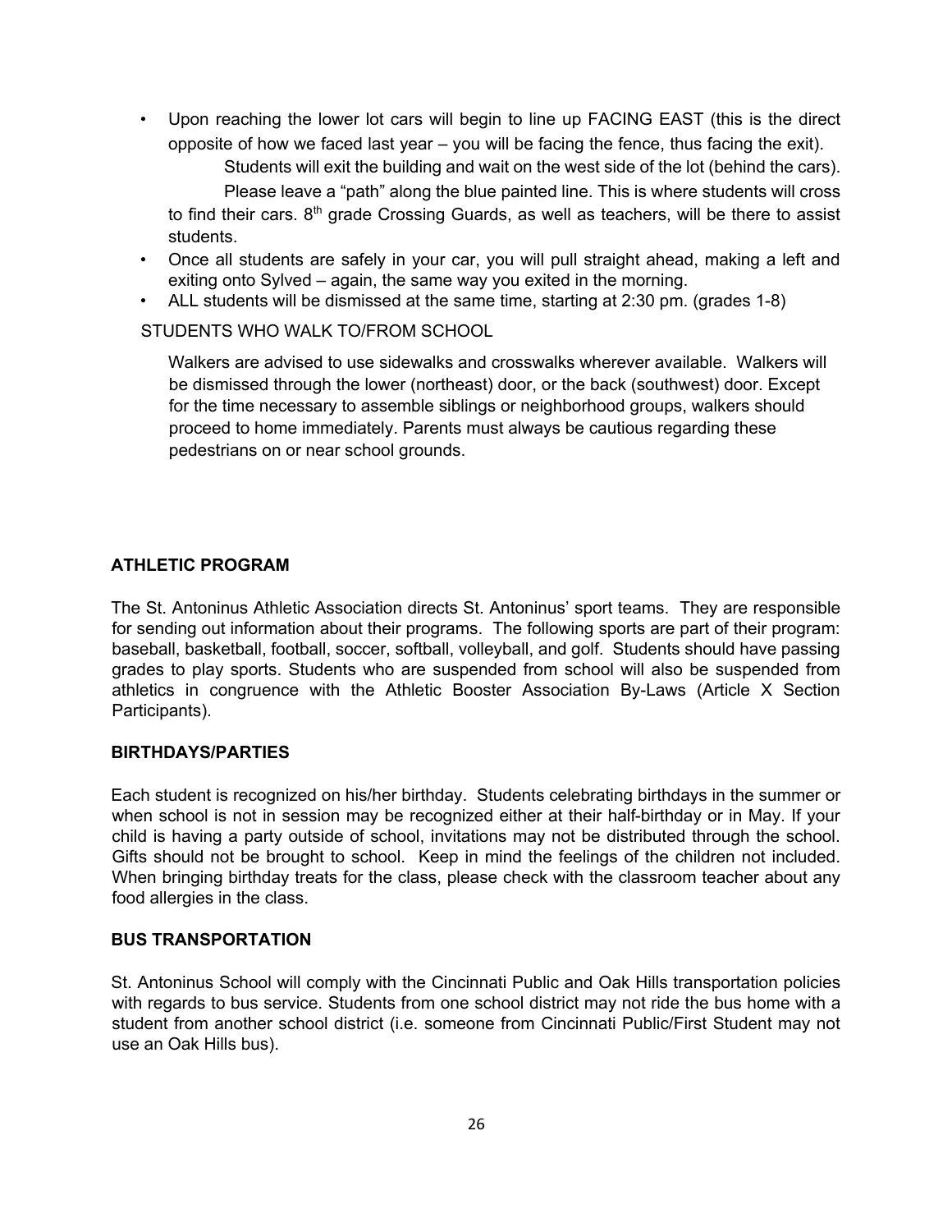- Upon reaching the lower lot cars will begin to line up FACING EAST (this is the direct opposite of how we faced last year – you will be facing the fence, thus facing the exit).

  Students will exit the building and wait on the west side of the lot (behind the cars).

  Please leave a "path" along the blue painted line. This is where students will cross to find their cars. 8th grade Crossing Guards, as well as teachers, will be there to assist students.
- Once all students are safely in your car, you will pull straight ahead, making a left and exiting onto Sylved – again, the same way you exited in the morning.
- ALL students will be dismissed at the same time, starting at 2:30 pm. (grades 1-8)

STUDENTS WHO WALK TO/FROM SCHOOL

Walkers are advised to use sidewalks and crosswalks wherever available. Walkers will be dismissed through the lower (northeast) door, or the back (southwest) door. Except for the time necessary to assemble siblings or neighborhood groups, walkers should proceed to home immediately. Parents must always be cautious regarding these pedestrians on or near school grounds.

## ATHLETIC PROGRAM

The St. Antoninus Athletic Association directs St. Antoninus' sport teams. They are responsible for sending out information about their programs. The following sports are part of their program: baseball, basketball, football, soccer, softball, volleyball, and golf. Students should have passing grades to play sports. Students who are suspended from school will also be suspended from athletics in congruence with the Athletic Booster Association By-Laws (Article X Section Participants).

## BIRTHDAYS/PARTIES

Each student is recognized on his/her birthday. Students celebrating birthdays in the summer or when school is not in session may be recognized either at their half-birthday or in May. If your child is having a party outside of school, invitations may not be distributed through the school. Gifts should not be brought to school. Keep in mind the feelings of the children not included. When bringing birthday treats for the class, please check with the classroom teacher about any food allergies in the class.

## BUS TRANSPORTATION

St. Antoninus School will comply with the Cincinnati Public and Oak Hills transportation policies with regards to bus service. Students from one school district may not ride the bus home with a student from another school district (i.e. someone from Cincinnati Public/First Student may not use an Oak Hills bus).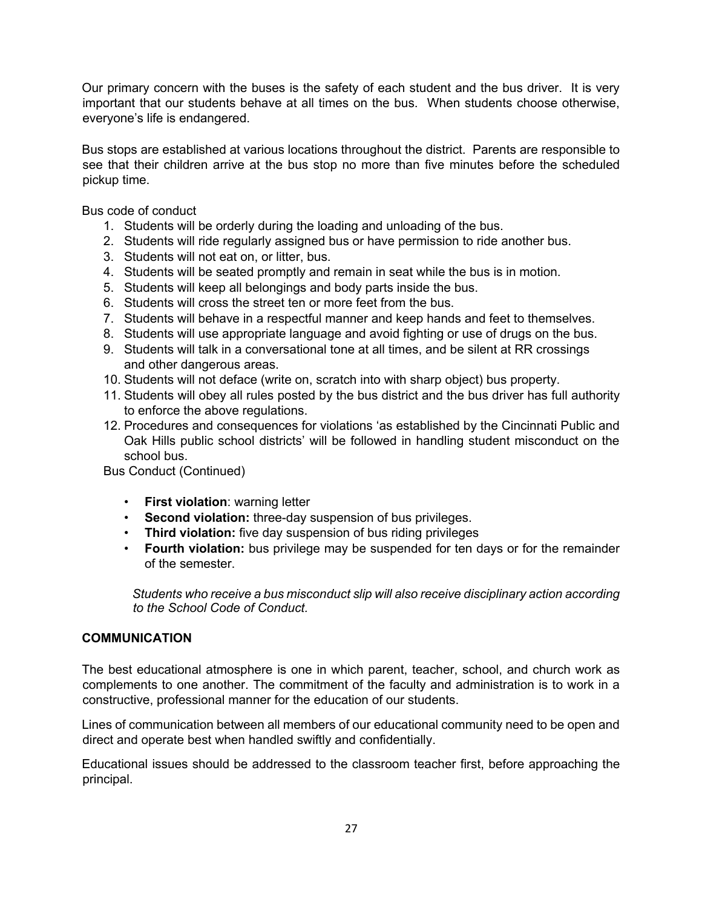Our primary concern with the buses is the safety of each student and the bus driver. It is very important that our students behave at all times on the bus. When students choose otherwise, everyone's life is endangered.

Bus stops are established at various locations throughout the district. Parents are responsible to see that their children arrive at the bus stop no more than five minutes before the scheduled pickup time.

Bus code of conduct

1. Students will be orderly during the loading and unloading of the bus.
2. Students will ride regularly assigned bus or have permission to ride another bus.
3. Students will not eat on, or litter, bus.
4. Students will be seated promptly and remain in seat while the bus is in motion.
5. Students will keep all belongings and body parts inside the bus.
6. Students will cross the street ten or more feet from the bus.
7. Students will behave in a respectful manner and keep hands and feet to themselves.
8. Students will use appropriate language and avoid fighting or use of drugs on the bus.
9. Students will talk in a conversational tone at all times, and be silent at RR crossings and other dangerous areas.
10. Students will not deface (write on, scratch into with sharp object) bus property.
11. Students will obey all rules posted by the bus district and the bus driver has full authority to enforce the above regulations.
12. Procedures and consequences for violations 'as established by the Cincinnati Public and Oak Hills public school districts' will be followed in handling student misconduct on the school bus.

Bus Conduct (Continued)

- **First violation**: warning letter
- **Second violation:** three-day suspension of bus privileges.
- **Third violation:** five day suspension of bus riding privileges
- **Fourth violation:** bus privilege may be suspended for ten days or for the remainder of the semester.

*Students who receive a bus misconduct slip will also receive disciplinary action according to the School Code of Conduct.*

## COMMUNICATION

The best educational atmosphere is one in which parent, teacher, school, and church work as complements to one another. The commitment of the faculty and administration is to work in a constructive, professional manner for the education of our students.

Lines of communication between all members of our educational community need to be open and direct and operate best when handled swiftly and confidentially.

Educational issues should be addressed to the classroom teacher first, before approaching the principal.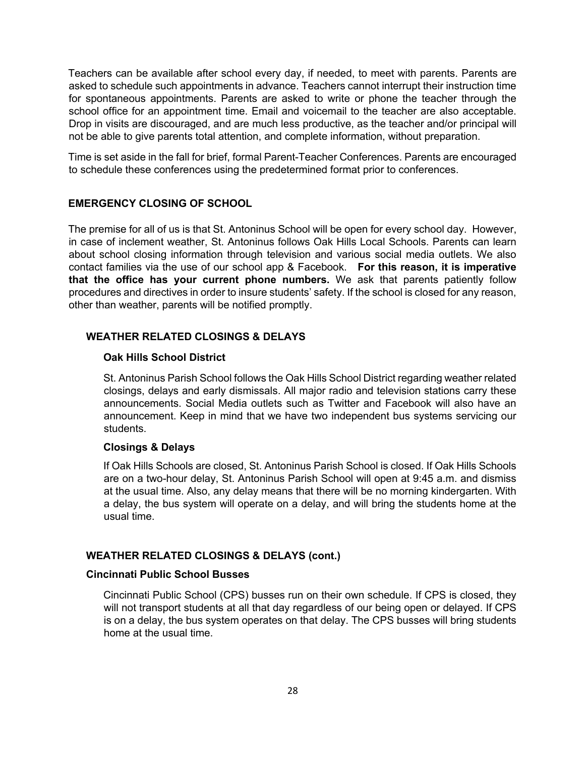Teachers can be available after school every day, if needed, to meet with parents. Parents are asked to schedule such appointments in advance. Teachers cannot interrupt their instruction time for spontaneous appointments. Parents are asked to write or phone the teacher through the school office for an appointment time. Email and voicemail to the teacher are also acceptable. Drop in visits are discouraged, and are much less productive, as the teacher and/or principal will not be able to give parents total attention, and complete information, without preparation.

Time is set aside in the fall for brief, formal Parent-Teacher Conferences. Parents are encouraged to schedule these conferences using the predetermined format prior to conferences.

## EMERGENCY CLOSING OF SCHOOL

The premise for all of us is that St. Antoninus School will be open for every school day. However, in case of inclement weather, St. Antoninus follows Oak Hills Local Schools. Parents can learn about school closing information through television and various social media outlets. We also contact families via the use of our school app & Facebook. **For this reason, it is imperative that the office has your current phone numbers.** We ask that parents patiently follow procedures and directives in order to insure students' safety. If the school is closed for any reason, other than weather, parents will be notified promptly.

### WEATHER RELATED CLOSINGS & DELAYS

#### Oak Hills School District

St. Antoninus Parish School follows the Oak Hills School District regarding weather related closings, delays and early dismissals. All major radio and television stations carry these announcements. Social Media outlets such as Twitter and Facebook will also have an announcement. Keep in mind that we have two independent bus systems servicing our students.

#### Closings & Delays

If Oak Hills Schools are closed, St. Antoninus Parish School is closed. If Oak Hills Schools are on a two-hour delay, St. Antoninus Parish School will open at 9:45 a.m. and dismiss at the usual time. Also, any delay means that there will be no morning kindergarten. With a delay, the bus system will operate on a delay, and will bring the students home at the usual time.

### WEATHER RELATED CLOSINGS & DELAYS (cont.)

#### Cincinnati Public School Busses

Cincinnati Public School (CPS) busses run on their own schedule. If CPS is closed, they will not transport students at all that day regardless of our being open or delayed. If CPS is on a delay, the bus system operates on that delay. The CPS busses will bring students home at the usual time.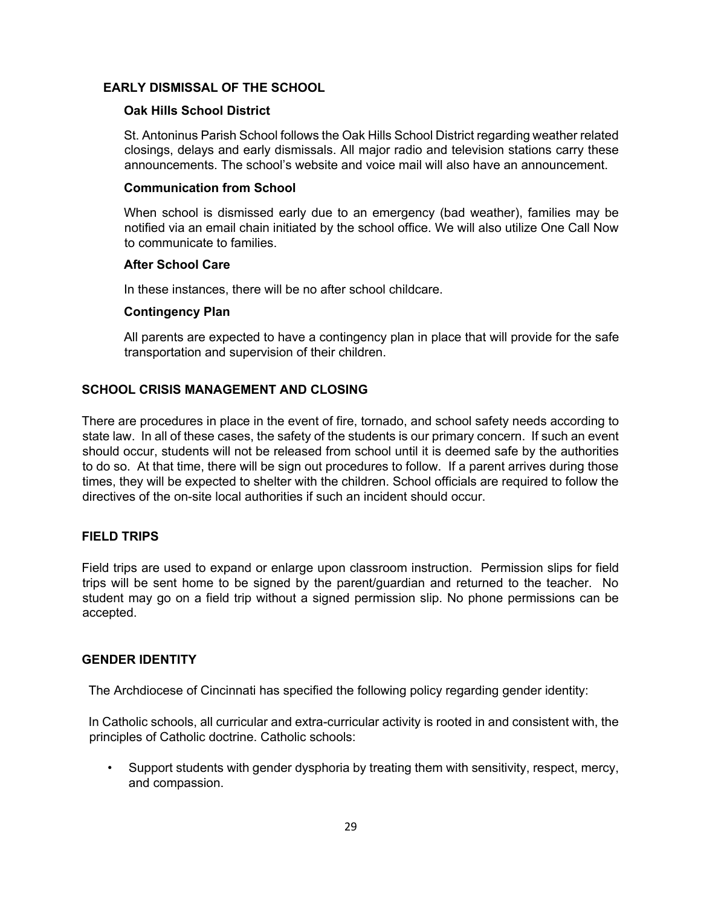## EARLY DISMISSAL OF THE SCHOOL

### Oak Hills School District

St. Antoninus Parish School follows the Oak Hills School District regarding weather related closings, delays and early dismissals. All major radio and television stations carry these announcements. The school's website and voice mail will also have an announcement.

### Communication from School

When school is dismissed early due to an emergency (bad weather), families may be notified via an email chain initiated by the school office. We will also utilize One Call Now to communicate to families.

### After School Care

In these instances, there will be no after school childcare.

### Contingency Plan

All parents are expected to have a contingency plan in place that will provide for the safe transportation and supervision of their children.

## SCHOOL CRISIS MANAGEMENT AND CLOSING

There are procedures in place in the event of fire, tornado, and school safety needs according to state law. In all of these cases, the safety of the students is our primary concern. If such an event should occur, students will not be released from school until it is deemed safe by the authorities to do so. At that time, there will be sign out procedures to follow. If a parent arrives during those times, they will be expected to shelter with the children. School officials are required to follow the directives of the on-site local authorities if such an incident should occur.

## FIELD TRIPS

Field trips are used to expand or enlarge upon classroom instruction. Permission slips for field trips will be sent home to be signed by the parent/guardian and returned to the teacher. No student may go on a field trip without a signed permission slip. No phone permissions can be accepted.

## GENDER IDENTITY

The Archdiocese of Cincinnati has specified the following policy regarding gender identity:

In Catholic schools, all curricular and extra-curricular activity is rooted in and consistent with, the principles of Catholic doctrine. Catholic schools:

- Support students with gender dysphoria by treating them with sensitivity, respect, mercy, and compassion.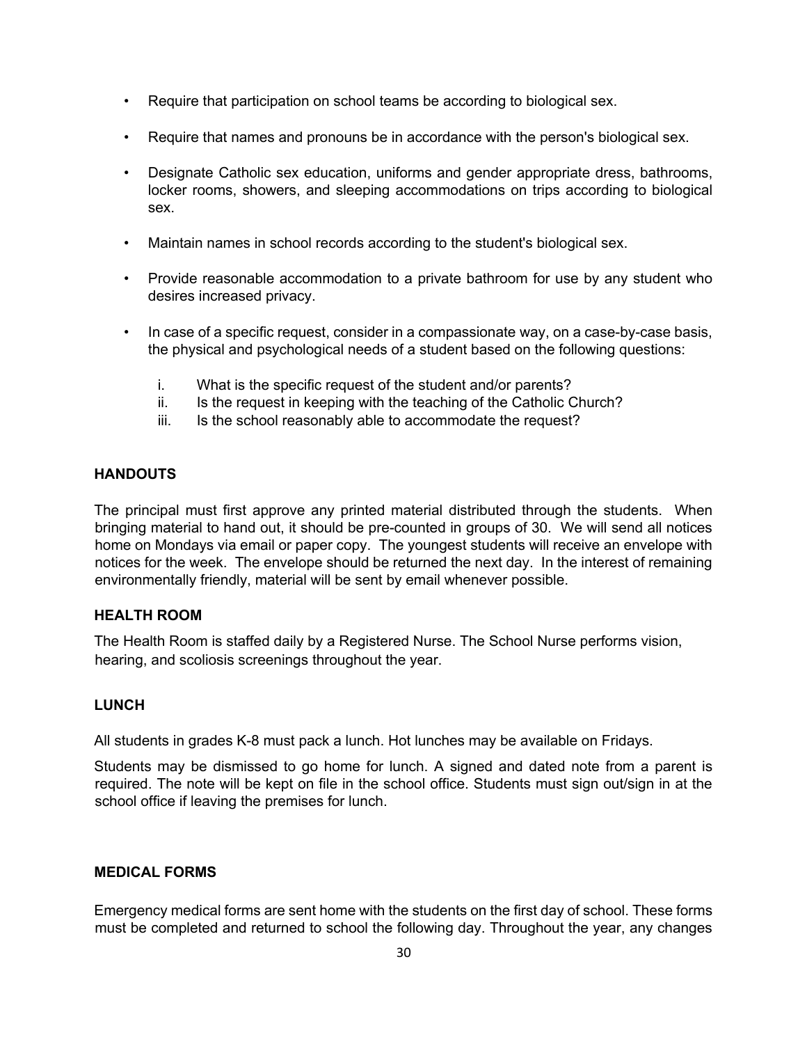- Require that participation on school teams be according to biological sex.
- Require that names and pronouns be in accordance with the person's biological sex.
- Designate Catholic sex education, uniforms and gender appropriate dress, bathrooms, locker rooms, showers, and sleeping accommodations on trips according to biological sex.
- Maintain names in school records according to the student's biological sex.
- Provide reasonable accommodation to a private bathroom for use by any student who desires increased privacy.
- In case of a specific request, consider in a compassionate way, on a case-by-case basis, the physical and psychological needs of a student based on the following questions:
    i. What is the specific request of the student and/or parents?
    ii. Is the request in keeping with the teaching of the Catholic Church?
    iii. Is the school reasonably able to accommodate the request?

## HANDOUTS

The principal must first approve any printed material distributed through the students. When bringing material to hand out, it should be pre-counted in groups of 30. We will send all notices home on Mondays via email or paper copy. The youngest students will receive an envelope with notices for the week. The envelope should be returned the next day. In the interest of remaining environmentally friendly, material will be sent by email whenever possible.

## HEALTH ROOM

The Health Room is staffed daily by a Registered Nurse. The School Nurse performs vision, hearing, and scoliosis screenings throughout the year.

## LUNCH

All students in grades K-8 must pack a lunch. Hot lunches may be available on Fridays.

Students may be dismissed to go home for lunch. A signed and dated note from a parent is required. The note will be kept on file in the school office. Students must sign out/sign in at the school office if leaving the premises for lunch.

## MEDICAL FORMS

Emergency medical forms are sent home with the students on the first day of school. These forms must be completed and returned to school the following day. Throughout the year, any changes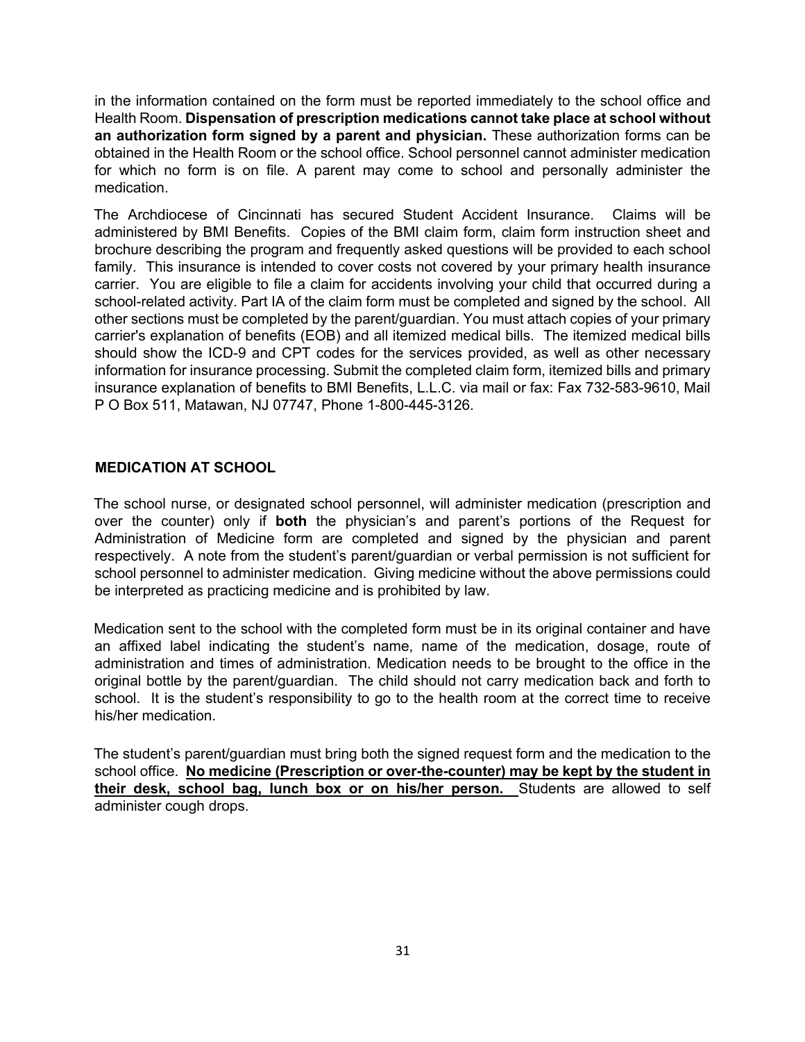in the information contained on the form must be reported immediately to the school office and Health Room. **Dispensation of prescription medications cannot take place at school without an authorization form signed by a parent and physician.** These authorization forms can be obtained in the Health Room or the school office. School personnel cannot administer medication for which no form is on file. A parent may come to school and personally administer the medication.

The Archdiocese of Cincinnati has secured Student Accident Insurance. Claims will be administered by BMI Benefits. Copies of the BMI claim form, claim form instruction sheet and brochure describing the program and frequently asked questions will be provided to each school family. This insurance is intended to cover costs not covered by your primary health insurance carrier. You are eligible to file a claim for accidents involving your child that occurred during a school-related activity. Part IA of the claim form must be completed and signed by the school. All other sections must be completed by the parent/guardian. You must attach copies of your primary carrier's explanation of benefits (EOB) and all itemized medical bills. The itemized medical bills should show the ICD-9 and CPT codes for the services provided, as well as other necessary information for insurance processing. Submit the completed claim form, itemized bills and primary insurance explanation of benefits to BMI Benefits, L.L.C. via mail or fax: Fax 732-583-9610, Mail P O Box 511, Matawan, NJ 07747, Phone 1-800-445-3126.

## MEDICATION AT SCHOOL

The school nurse, or designated school personnel, will administer medication (prescription and over the counter) only if **both** the physician's and parent's portions of the Request for Administration of Medicine form are completed and signed by the physician and parent respectively. A note from the student's parent/guardian or verbal permission is not sufficient for school personnel to administer medication. Giving medicine without the above permissions could be interpreted as practicing medicine and is prohibited by law.

Medication sent to the school with the completed form must be in its original container and have an affixed label indicating the student's name, name of the medication, dosage, route of administration and times of administration. Medication needs to be brought to the office in the original bottle by the parent/guardian. The child should not carry medication back and forth to school. It is the student's responsibility to go to the health room at the correct time to receive his/her medication.

The student's parent/guardian must bring both the signed request form and the medication to the school office. **No medicine (Prescription or over-the-counter) may be kept by the student in their desk, school bag, lunch box or on his/her person.** Students are allowed to self administer cough drops.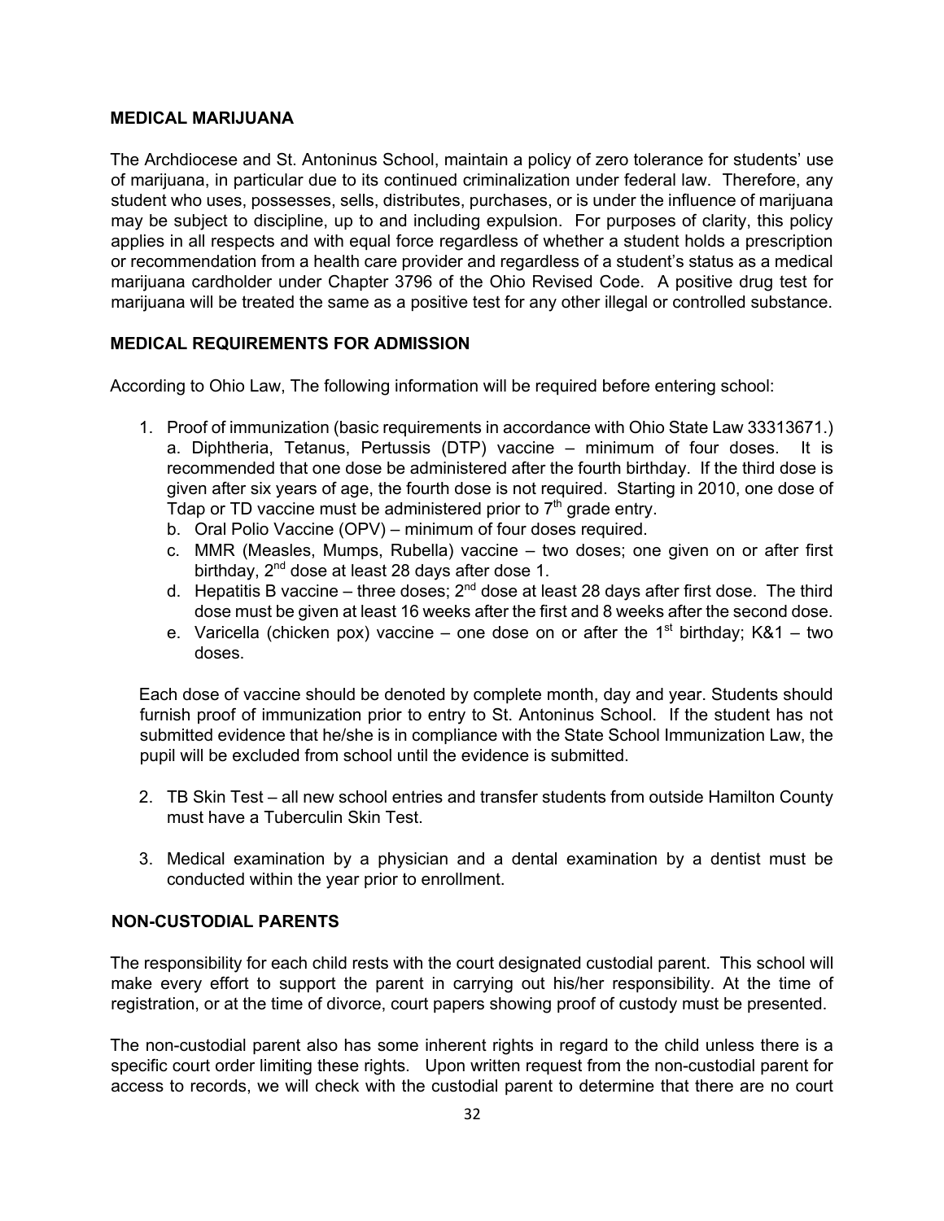## MEDICAL MARIJUANA

The Archdiocese and St. Antoninus School, maintain a policy of zero tolerance for students' use of marijuana, in particular due to its continued criminalization under federal law. Therefore, any student who uses, possesses, sells, distributes, purchases, or is under the influence of marijuana may be subject to discipline, up to and including expulsion. For purposes of clarity, this policy applies in all respects and with equal force regardless of whether a student holds a prescription or recommendation from a health care provider and regardless of a student's status as a medical marijuana cardholder under Chapter 3796 of the Ohio Revised Code. A positive drug test for marijuana will be treated the same as a positive test for any other illegal or controlled substance.

## MEDICAL REQUIREMENTS FOR ADMISSION

According to Ohio Law, The following information will be required before entering school:

1. Proof of immunization (basic requirements in accordance with Ohio State Law 33313671.)
   a. Diphtheria, Tetanus, Pertussis (DTP) vaccine – minimum of four doses. It is recommended that one dose be administered after the fourth birthday. If the third dose is given after six years of age, the fourth dose is not required. Starting in 2010, one dose of Tdap or TD vaccine must be administered prior to 7th grade entry.
   b. Oral Polio Vaccine (OPV) – minimum of four doses required.
   c. MMR (Measles, Mumps, Rubella) vaccine – two doses; one given on or after first birthday, 2nd dose at least 28 days after dose 1.
   d. Hepatitis B vaccine – three doses; 2nd dose at least 28 days after first dose. The third dose must be given at least 16 weeks after the first and 8 weeks after the second dose.
   e. Varicella (chicken pox) vaccine – one dose on or after the 1st birthday; K&1 – two doses.

   Each dose of vaccine should be denoted by complete month, day and year. Students should furnish proof of immunization prior to entry to St. Antoninus School. If the student has not submitted evidence that he/she is in compliance with the State School Immunization Law, the pupil will be excluded from school until the evidence is submitted.

2. TB Skin Test – all new school entries and transfer students from outside Hamilton County must have a Tuberculin Skin Test.

3. Medical examination by a physician and a dental examination by a dentist must be conducted within the year prior to enrollment.

## NON-CUSTODIAL PARENTS

The responsibility for each child rests with the court designated custodial parent. This school will make every effort to support the parent in carrying out his/her responsibility. At the time of registration, or at the time of divorce, court papers showing proof of custody must be presented.

The non-custodial parent also has some inherent rights in regard to the child unless there is a specific court order limiting these rights. Upon written request from the non-custodial parent for access to records, we will check with the custodial parent to determine that there are no court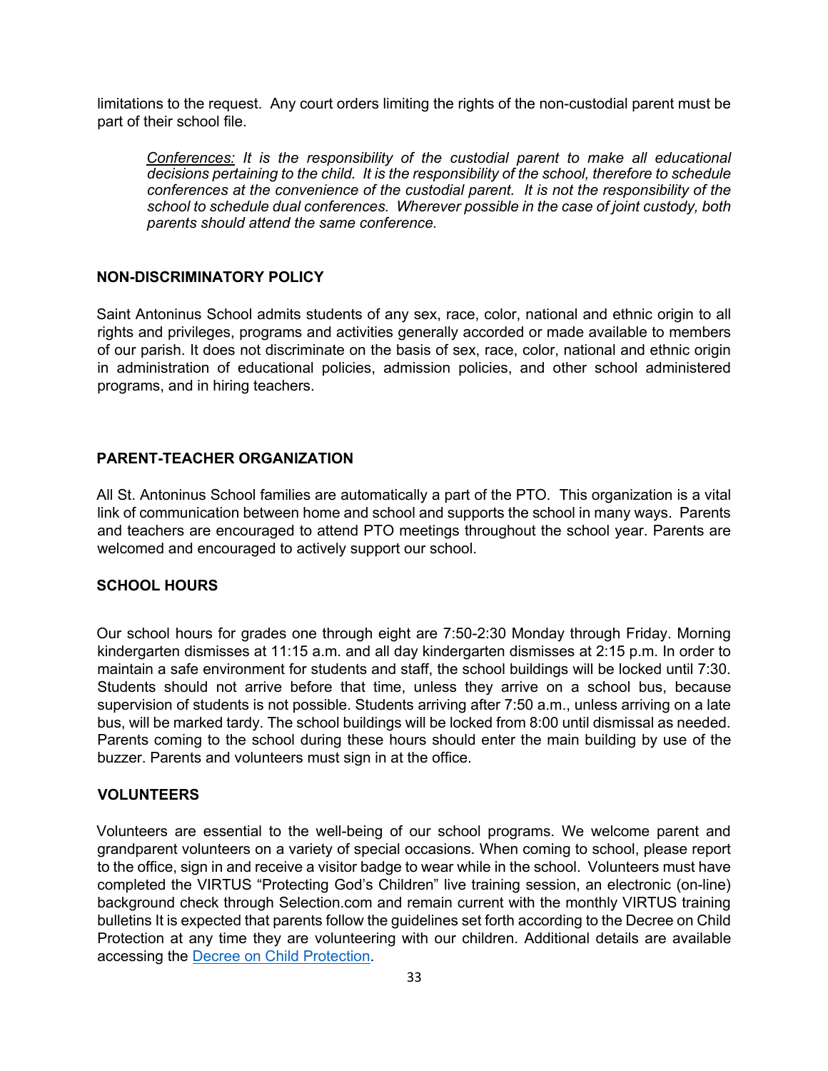limitations to the request. Any court orders limiting the rights of the non-custodial parent must be part of their school file.

> *<u>Conferences:</u> It is the responsibility of the custodial parent to make all educational decisions pertaining to the child. It is the responsibility of the school, therefore to schedule conferences at the convenience of the custodial parent. It is not the responsibility of the school to schedule dual conferences. Wherever possible in the case of joint custody, both parents should attend the same conference.*

## NON-DISCRIMINATORY POLICY

Saint Antoninus School admits students of any sex, race, color, national and ethnic origin to all rights and privileges, programs and activities generally accorded or made available to members of our parish. It does not discriminate on the basis of sex, race, color, national and ethnic origin in administration of educational policies, admission policies, and other school administered programs, and in hiring teachers.

## PARENT-TEACHER ORGANIZATION

All St. Antoninus School families are automatically a part of the PTO. This organization is a vital link of communication between home and school and supports the school in many ways. Parents and teachers are encouraged to attend PTO meetings throughout the school year. Parents are welcomed and encouraged to actively support our school.

## SCHOOL HOURS

Our school hours for grades one through eight are 7:50-2:30 Monday through Friday. Morning kindergarten dismisses at 11:15 a.m. and all day kindergarten dismisses at 2:15 p.m. In order to maintain a safe environment for students and staff, the school buildings will be locked until 7:30. Students should not arrive before that time, unless they arrive on a school bus, because supervision of students is not possible. Students arriving after 7:50 a.m., unless arriving on a late bus, will be marked tardy. The school buildings will be locked from 8:00 until dismissal as needed. Parents coming to the school during these hours should enter the main building by use of the buzzer. Parents and volunteers must sign in at the office.

## VOLUNTEERS

Volunteers are essential to the well-being of our school programs. We welcome parent and grandparent volunteers on a variety of special occasions. When coming to school, please report to the office, sign in and receive a visitor badge to wear while in the school. Volunteers must have completed the VIRTUS "Protecting God's Children" live training session, an electronic (on-line) background check through Selection.com and remain current with the monthly VIRTUS training bulletins It is expected that parents follow the guidelines set forth according to the Decree on Child Protection at any time they are volunteering with our children. Additional details are available accessing the Decree on Child Protection.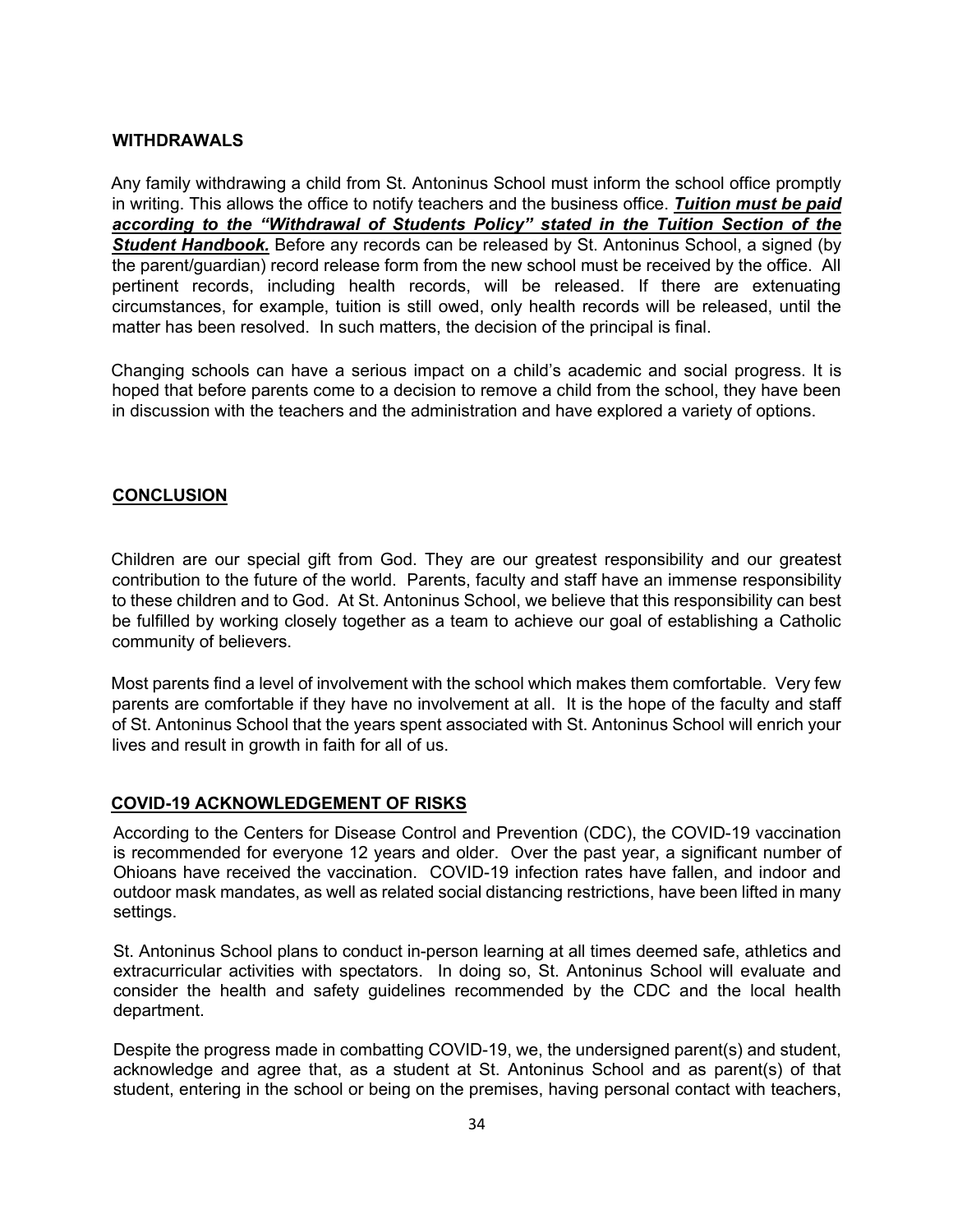## WITHDRAWALS

Any family withdrawing a child from St. Antoninus School must inform the school office promptly in writing. This allows the office to notify teachers and the business office. ***Tuition must be paid according to the "Withdrawal of Students Policy" stated in the Tuition Section of the Student Handbook.*** Before any records can be released by St. Antoninus School, a signed (by the parent/guardian) record release form from the new school must be received by the office. All pertinent records, including health records, will be released. If there are extenuating circumstances, for example, tuition is still owed, only health records will be released, until the matter has been resolved. In such matters, the decision of the principal is final.

Changing schools can have a serious impact on a child's academic and social progress. It is hoped that before parents come to a decision to remove a child from the school, they have been in discussion with the teachers and the administration and have explored a variety of options.

## CONCLUSION

Children are our special gift from God. They are our greatest responsibility and our greatest contribution to the future of the world. Parents, faculty and staff have an immense responsibility to these children and to God. At St. Antoninus School, we believe that this responsibility can best be fulfilled by working closely together as a team to achieve our goal of establishing a Catholic community of believers.

Most parents find a level of involvement with the school which makes them comfortable. Very few parents are comfortable if they have no involvement at all. It is the hope of the faculty and staff of St. Antoninus School that the years spent associated with St. Antoninus School will enrich your lives and result in growth in faith for all of us.

## COVID-19 ACKNOWLEDGEMENT OF RISKS

According to the Centers for Disease Control and Prevention (CDC), the COVID-19 vaccination is recommended for everyone 12 years and older. Over the past year, a significant number of Ohioans have received the vaccination. COVID-19 infection rates have fallen, and indoor and outdoor mask mandates, as well as related social distancing restrictions, have been lifted in many settings.

St. Antoninus School plans to conduct in-person learning at all times deemed safe, athletics and extracurricular activities with spectators. In doing so, St. Antoninus School will evaluate and consider the health and safety guidelines recommended by the CDC and the local health department.

Despite the progress made in combatting COVID-19, we, the undersigned parent(s) and student, acknowledge and agree that, as a student at St. Antoninus School and as parent(s) of that student, entering in the school or being on the premises, having personal contact with teachers,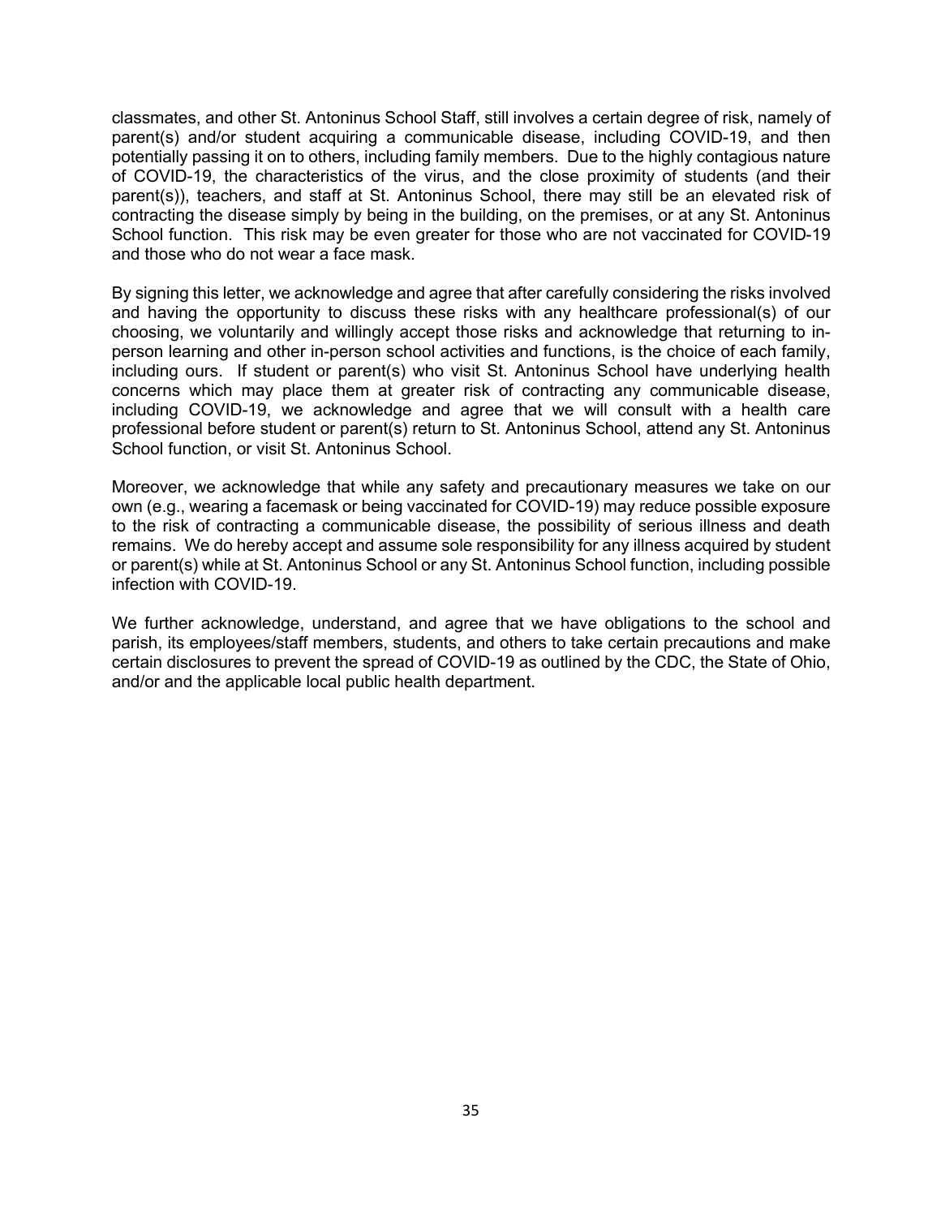classmates, and other St. Antoninus School Staff, still involves a certain degree of risk, namely of parent(s) and/or student acquiring a communicable disease, including COVID-19, and then potentially passing it on to others, including family members. Due to the highly contagious nature of COVID-19, the characteristics of the virus, and the close proximity of students (and their parent(s)), teachers, and staff at St. Antoninus School, there may still be an elevated risk of contracting the disease simply by being in the building, on the premises, or at any St. Antoninus School function. This risk may be even greater for those who are not vaccinated for COVID-19 and those who do not wear a face mask.

By signing this letter, we acknowledge and agree that after carefully considering the risks involved and having the opportunity to discuss these risks with any healthcare professional(s) of our choosing, we voluntarily and willingly accept those risks and acknowledge that returning to in-person learning and other in-person school activities and functions, is the choice of each family, including ours. If student or parent(s) who visit St. Antoninus School have underlying health concerns which may place them at greater risk of contracting any communicable disease, including COVID-19, we acknowledge and agree that we will consult with a health care professional before student or parent(s) return to St. Antoninus School, attend any St. Antoninus School function, or visit St. Antoninus School.

Moreover, we acknowledge that while any safety and precautionary measures we take on our own (e.g., wearing a facemask or being vaccinated for COVID-19) may reduce possible exposure to the risk of contracting a communicable disease, the possibility of serious illness and death remains. We do hereby accept and assume sole responsibility for any illness acquired by student or parent(s) while at St. Antoninus School or any St. Antoninus School function, including possible infection with COVID-19.

We further acknowledge, understand, and agree that we have obligations to the school and parish, its employees/staff members, students, and others to take certain precautions and make certain disclosures to prevent the spread of COVID-19 as outlined by the CDC, the State of Ohio, and/or and the applicable local public health department.